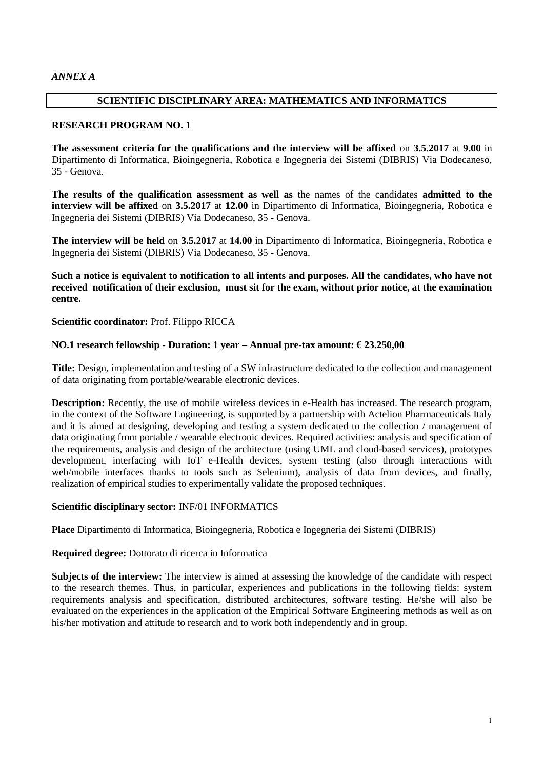*ANNEX A*

## SCIENTIFIC DISCIPLINARY AREA: MATHEMATICS AND INFORMATICS

### RESEARCH PROGRAM NO. 1

**The assessment criteria for the qualifications and the interview will be affixed** on **3.5.2017** at **9.00** in Dipartimento di Informatica, Bioingegneria, Robotica e Ingegneria dei Sistemi (DIBRIS) Via Dodecaneso, 35 - Genova.

**The results of the qualification assessment as well as** the names of the candidates **admitted to the interview will be affixed** on **3.5.2017** at **12.00** in Dipartimento di Informatica, Bioingegneria, Robotica e Ingegneria dei Sistemi (DIBRIS) Via Dodecaneso, 35 - Genova.

**The interview will be held** on **3.5.2017** at **14.00** in Dipartimento di Informatica, Bioingegneria, Robotica e Ingegneria dei Sistemi (DIBRIS) Via Dodecaneso, 35 - Genova.

**Such a notice is equivalent to notification to all intents and purposes. All the candidates, who have not received notification of their exclusion, must sit for the exam, without prior notice, at the examination centre.**

**Scientific coordinator:** Prof. Filippo RICCA

**NO.1 research fellowship - Duration: 1 year – Annual pre-tax amount: € 23.250,00**

**Title:** Design, implementation and testing of a SW infrastructure dedicated to the collection and management of data originating from portable/wearable electronic devices.

**Description:** Recently, the use of mobile wireless devices in e-Health has increased. The research program, in the context of the Software Engineering, is supported by a partnership with Actelion Pharmaceuticals Italy and it is aimed at designing, developing and testing a system dedicated to the collection / management of data originating from portable / wearable electronic devices. Required activities: analysis and specification of the requirements, analysis and design of the architecture (using UML and cloud-based services), prototypes development, interfacing with IoT e-Health devices, system testing (also through interactions with web/mobile interfaces thanks to tools such as Selenium), analysis of data from devices, and finally, realization of empirical studies to experimentally validate the proposed techniques.

**Scientific disciplinary sector:** INF/01 INFORMATICS

**Place** Dipartimento di Informatica, Bioingegneria, Robotica e Ingegneria dei Sistemi (DIBRIS)

**Required degree:** Dottorato di ricerca in Informatica

**Subjects of the interview:** The interview is aimed at assessing the knowledge of the candidate with respect to the research themes. Thus, in particular, experiences and publications in the following fields: system requirements analysis and specification, distributed architectures, software testing. He/she will also be evaluated on the experiences in the application of the Empirical Software Engineering methods as well as on his/her motivation and attitude to research and to work both independently and in group.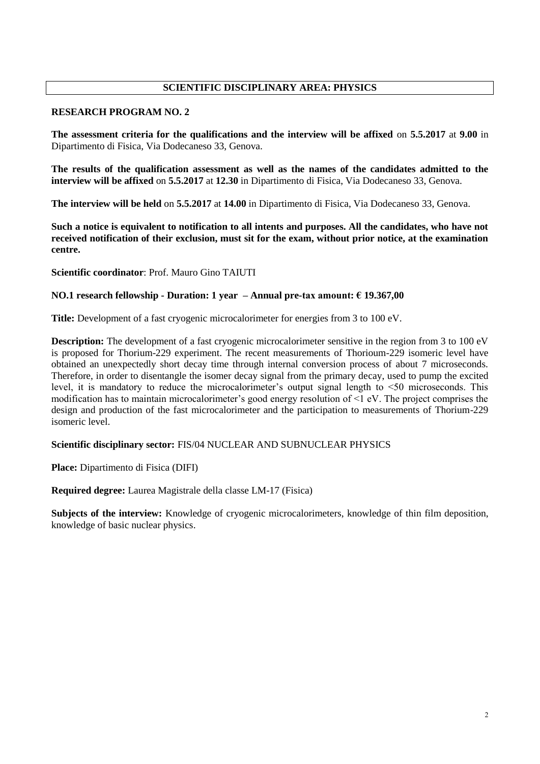## SCIENTIFIC DISCIPLINARY AREA: PHYSICS

**RESEARCH PROGRAM NO. 2**

**The assessment criteria for the qualifications and the interview will be affixed** on **5.5.2017** at **9.00** in Dipartimento di Fisica, Via Dodecaneso 33, Genova.

**The results of the qualification assessment as well as the names of the candidates admitted to the interview will be affixed** on **5.5.2017** at **12.30** in Dipartimento di Fisica, Via Dodecaneso 33, Genova.

**The interview will be held** on **5.5.2017** at **14.00** in Dipartimento di Fisica, Via Dodecaneso 33, Genova.

**Such a notice is equivalent to notification to all intents and purposes. All the candidates, who have not received notification of their exclusion, must sit for the exam, without prior notice, at the examination centre.**

**Scientific coordinator**: Prof. Mauro Gino TAIUTI

**NO.1 research fellowship - Duration: 1 year – Annual pre-tax amount: € 19.367,00**

**Title:** Development of a fast cryogenic microcalorimeter for energies from 3 to 100 eV.

**Description:** The development of a fast cryogenic microcalorimeter sensitive in the region from 3 to 100 eV is proposed for Thorium-229 experiment. The recent measurements of Thorioum-229 isomeric level have obtained an unexpectedly short decay time through internal conversion process of about 7 microseconds. Therefore, in order to disentangle the isomer decay signal from the primary decay, used to pump the excited level, it is mandatory to reduce the microcalorimeter's output signal length to <50 microseconds. This modification has to maintain microcalorimeter's good energy resolution of <1 eV. The project comprises the design and production of the fast microcalorimeter and the participation to measurements of Thorium-229 isomeric level.

**Scientific disciplinary sector:** FIS/04 NUCLEAR AND SUBNUCLEAR PHYSICS

**Place:** Dipartimento di Fisica (DIFI)

**Required degree:** Laurea Magistrale della classe LM-17 (Fisica)

**Subjects of the interview:** Knowledge of cryogenic microcalorimeters, knowledge of thin film deposition, knowledge of basic nuclear physics.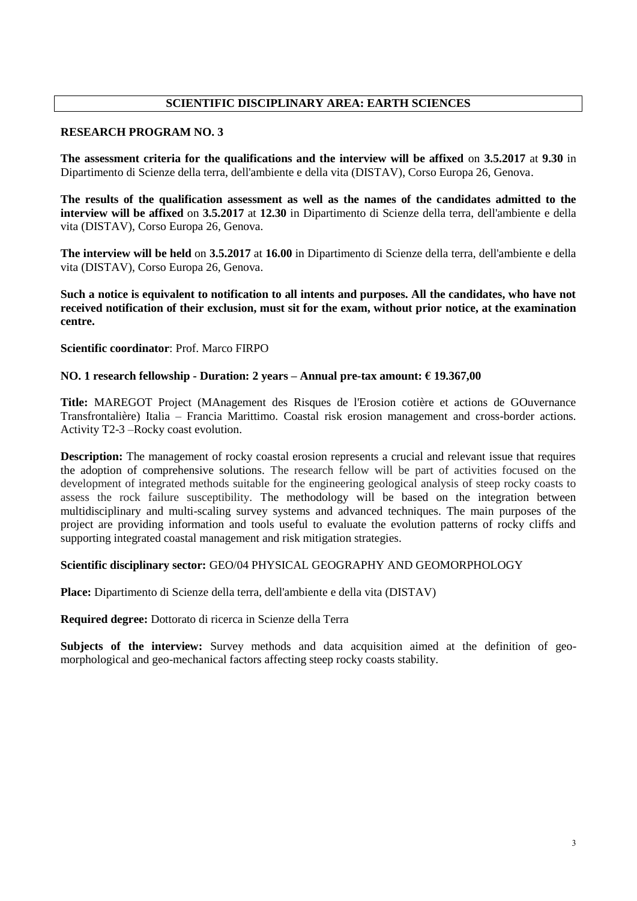## SCIENTIFIC DISCIPLINARY AREA: EARTH SCIENCES

### RESEARCH PROGRAM NO. 3

**The assessment criteria for the qualifications and the interview will be affixed** on **3.5.2017** at **9.30** in Dipartimento di Scienze della terra, dell'ambiente e della vita (DISTAV), Corso Europa 26, Genova.

**The results of the qualification assessment as well as the names of the candidates admitted to the interview will be affixed** on **3.5.2017** at **12.30** in Dipartimento di Scienze della terra, dell'ambiente e della vita (DISTAV), Corso Europa 26, Genova.

**The interview will be held** on **3.5.2017** at **16.00** in Dipartimento di Scienze della terra, dell'ambiente e della vita (DISTAV), Corso Europa 26, Genova.

**Such a notice is equivalent to notification to all intents and purposes. All the candidates, who have not received notification of their exclusion, must sit for the exam, without prior notice, at the examination centre.**

**Scientific coordinator**: Prof. Marco FIRPO

**NO. 1 research fellowship - Duration: 2 years – Annual pre-tax amount: € 19.367,00**

**Title:** MAREGOT Project (MAnagement des Risques de l'Erosion cotière et actions de GOuvernance Transfrontalière) Italia – Francia Marittimo. Coastal risk erosion management and cross-border actions. Activity T2-3 –Rocky coast evolution.

**Description:** The management of rocky coastal erosion represents a crucial and relevant issue that requires the adoption of comprehensive solutions. The research fellow will be part of activities focused on the development of integrated methods suitable for the engineering geological analysis of steep rocky coasts to assess the rock failure susceptibility. The methodology will be based on the integration between multidisciplinary and multi-scaling survey systems and advanced techniques. The main purposes of the project are providing information and tools useful to evaluate the evolution patterns of rocky cliffs and supporting integrated coastal management and risk mitigation strategies.

**Scientific disciplinary sector:** GEO/04 PHYSICAL GEOGRAPHY AND GEOMORPHOLOGY

**Place:** Dipartimento di Scienze della terra, dell'ambiente e della vita (DISTAV)

**Required degree:** Dottorato di ricerca in Scienze della Terra

**Subjects of the interview:** Survey methods and data acquisition aimed at the definition of geo-morphological and geo-mechanical factors affecting steep rocky coasts stability.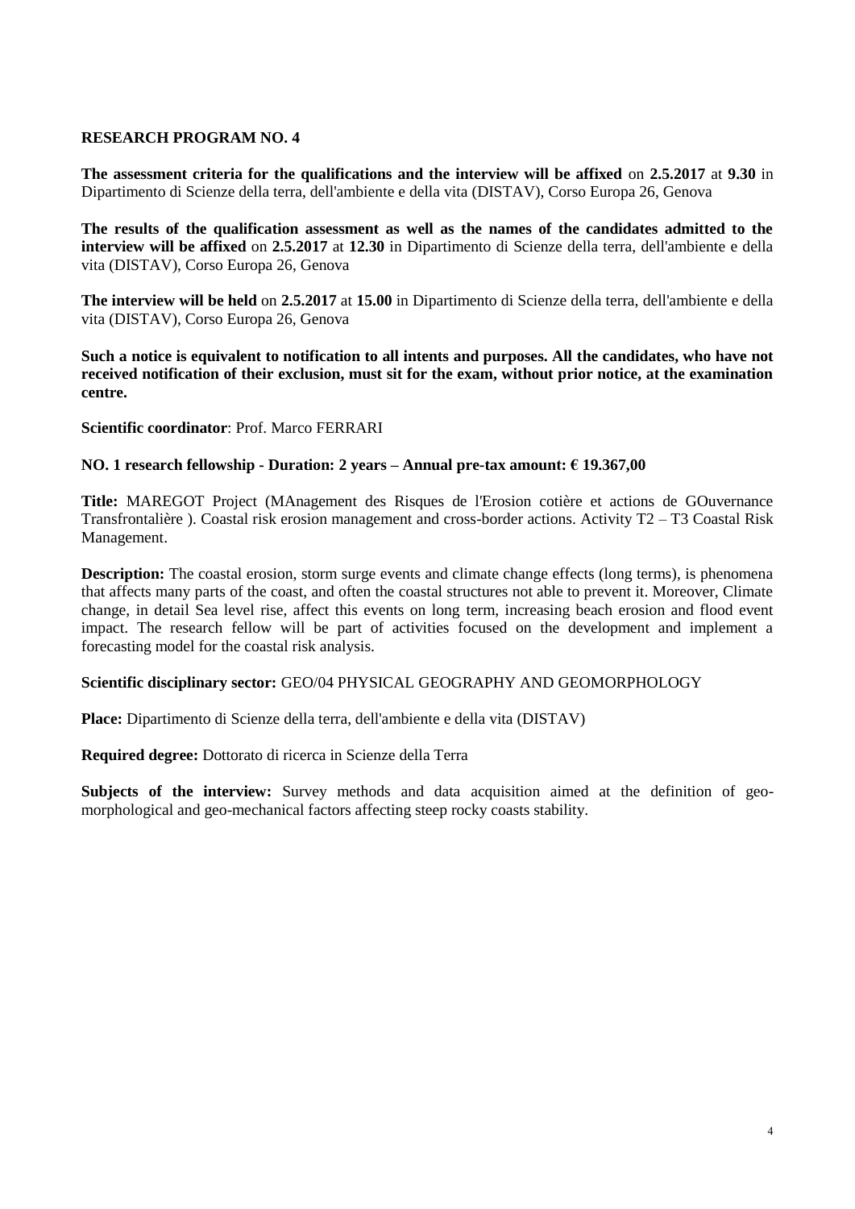## RESEARCH PROGRAM NO. 4

**The assessment criteria for the qualifications and the interview will be affixed** on **2.5.2017** at **9.30** in Dipartimento di Scienze della terra, dell'ambiente e della vita (DISTAV), Corso Europa 26, Genova

**The results of the qualification assessment as well as the names of the candidates admitted to the interview will be affixed** on **2.5.2017** at **12.30** in Dipartimento di Scienze della terra, dell'ambiente e della vita (DISTAV), Corso Europa 26, Genova

**The interview will be held** on **2.5.2017** at **15.00** in Dipartimento di Scienze della terra, dell'ambiente e della vita (DISTAV), Corso Europa 26, Genova

**Such a notice is equivalent to notification to all intents and purposes. All the candidates, who have not received notification of their exclusion, must sit for the exam, without prior notice, at the examination centre.**

**Scientific coordinator**: Prof. Marco FERRARI

**NO. 1 research fellowship - Duration: 2 years – Annual pre-tax amount: € 19.367,00**

**Title:** MAREGOT Project (MAnagement des Risques de l'Erosion cotière et actions de GOuvernance Transfrontalière ). Coastal risk erosion management and cross-border actions. Activity T2 – T3 Coastal Risk Management.

**Description:** The coastal erosion, storm surge events and climate change effects (long terms), is phenomena that affects many parts of the coast, and often the coastal structures not able to prevent it. Moreover, Climate change, in detail Sea level rise, affect this events on long term, increasing beach erosion and flood event impact. The research fellow will be part of activities focused on the development and implement a forecasting model for the coastal risk analysis.

**Scientific disciplinary sector:** GEO/04 PHYSICAL GEOGRAPHY AND GEOMORPHOLOGY

**Place:** Dipartimento di Scienze della terra, dell'ambiente e della vita (DISTAV)

**Required degree:** Dottorato di ricerca in Scienze della Terra

**Subjects of the interview:** Survey methods and data acquisition aimed at the definition of geo-morphological and geo-mechanical factors affecting steep rocky coasts stability.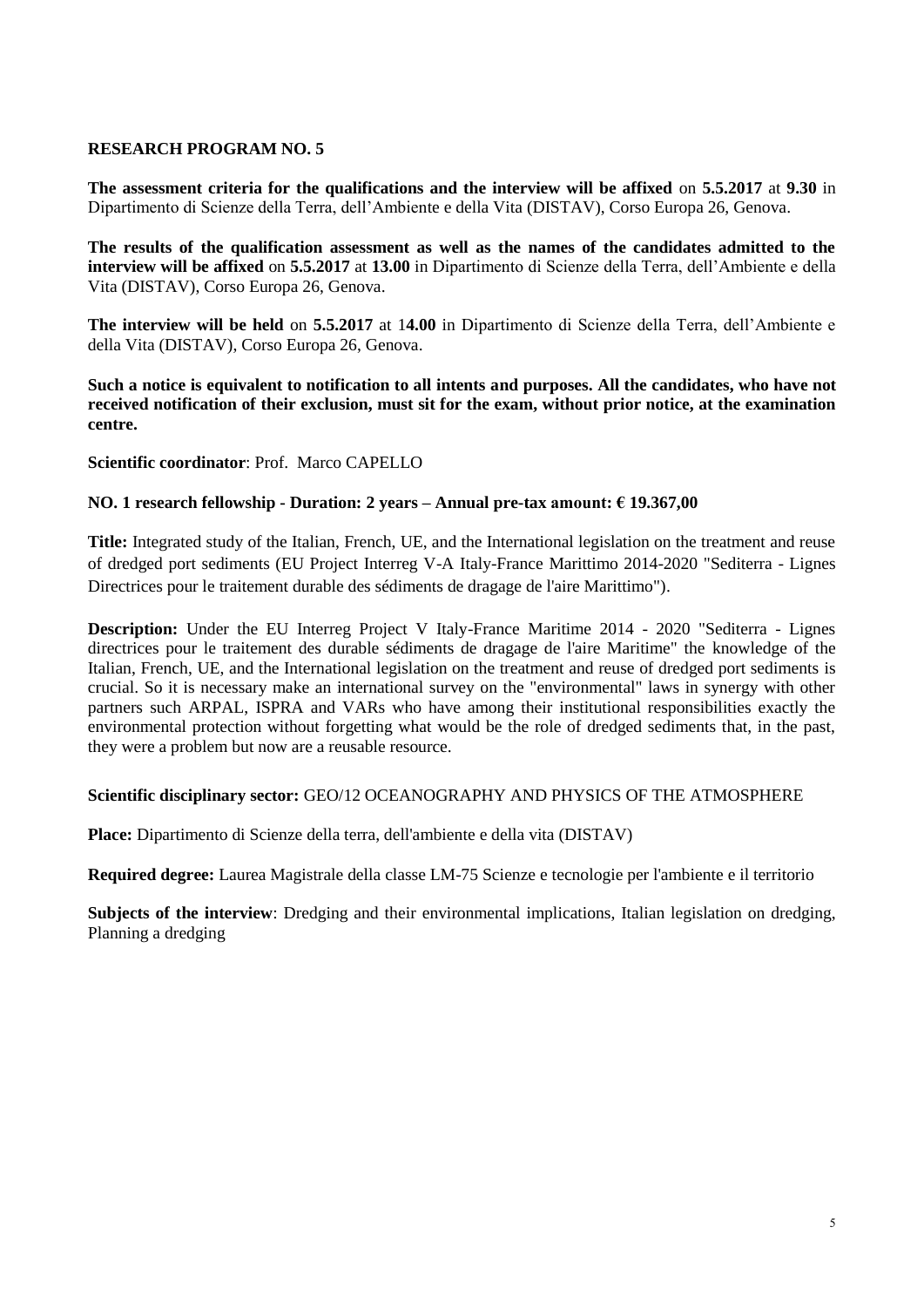**RESEARCH PROGRAM NO. 5**

**The assessment criteria for the qualifications and the interview will be affixed** on **5.5.2017** at **9.30** in Dipartimento di Scienze della Terra, dell'Ambiente e della Vita (DISTAV), Corso Europa 26, Genova.

**The results of the qualification assessment as well as the names of the candidates admitted to the interview will be affixed** on **5.5.2017** at **13.00** in Dipartimento di Scienze della Terra, dell'Ambiente e della Vita (DISTAV), Corso Europa 26, Genova.

**The interview will be held** on **5.5.2017** at 1**4.00** in Dipartimento di Scienze della Terra, dell'Ambiente e della Vita (DISTAV), Corso Europa 26, Genova.

**Such a notice is equivalent to notification to all intents and purposes. All the candidates, who have not received notification of their exclusion, must sit for the exam, without prior notice, at the examination centre.**

**Scientific coordinator**: Prof. Marco CAPELLO

**NO. 1 research fellowship - Duration: 2 years – Annual pre-tax amount: € 19.367,00**

**Title:** Integrated study of the Italian, French, UE, and the International legislation on the treatment and reuse of dredged port sediments (EU Project Interreg V-A Italy-France Marittimo 2014-2020 "Sediterra - Lignes Directrices pour le traitement durable des sédiments de dragage de l'aire Marittimo").

**Description:** Under the EU Interreg Project V Italy-France Maritime 2014 - 2020 "Sediterra - Lignes directrices pour le traitement des durable sédiments de dragage de l'aire Maritime" the knowledge of the Italian, French, UE, and the International legislation on the treatment and reuse of dredged port sediments is crucial. So it is necessary make an international survey on the "environmental" laws in synergy with other partners such ARPAL, ISPRA and VARs who have among their institutional responsibilities exactly the environmental protection without forgetting what would be the role of dredged sediments that, in the past, they were a problem but now are a reusable resource.

**Scientific disciplinary sector:** GEO/12 OCEANOGRAPHY AND PHYSICS OF THE ATMOSPHERE

**Place:** Dipartimento di Scienze della terra, dell'ambiente e della vita (DISTAV)

**Required degree:** Laurea Magistrale della classe LM-75 Scienze e tecnologie per l'ambiente e il territorio

**Subjects of the interview**: Dredging and their environmental implications, Italian legislation on dredging, Planning a dredging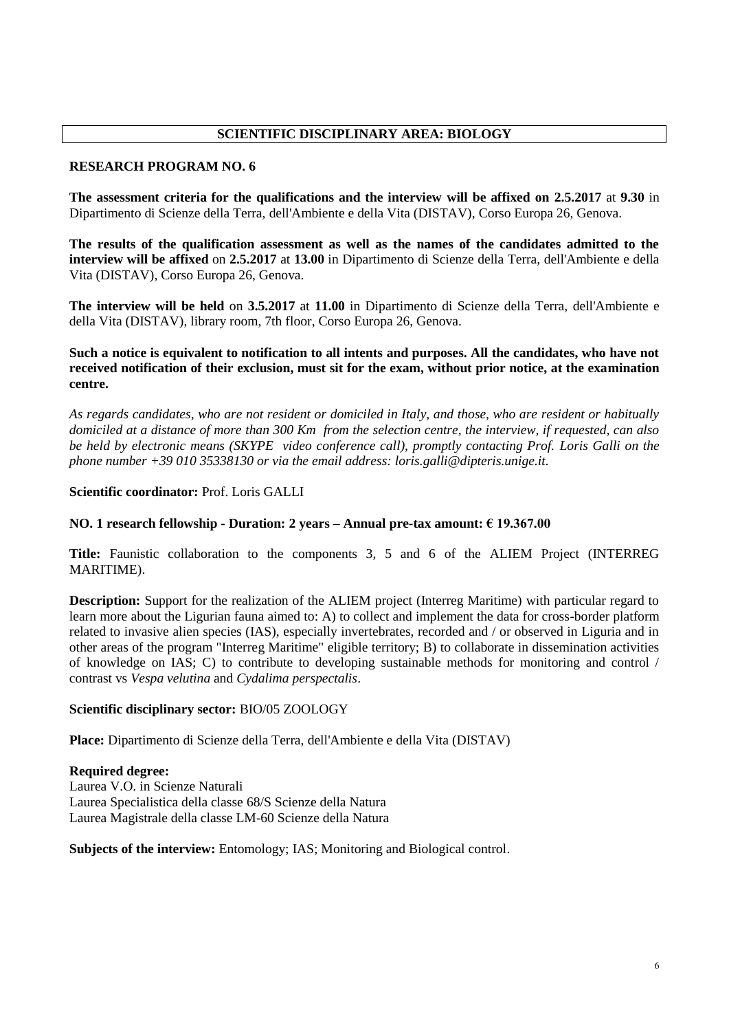## SCIENTIFIC DISCIPLINARY AREA: BIOLOGY

**RESEARCH PROGRAM NO. 6**

**The assessment criteria for the qualifications and the interview will be affixed on 2.5.2017** at **9.30** in Dipartimento di Scienze della Terra, dell'Ambiente e della Vita (DISTAV), Corso Europa 26, Genova.

**The results of the qualification assessment as well as the names of the candidates admitted to the interview will be affixed** on **2.5.2017** at **13.00** in Dipartimento di Scienze della Terra, dell'Ambiente e della Vita (DISTAV), Corso Europa 26, Genova.

**The interview will be held** on **3.5.2017** at **11.00** in Dipartimento di Scienze della Terra, dell'Ambiente e della Vita (DISTAV), library room, 7th floor, Corso Europa 26, Genova.

**Such a notice is equivalent to notification to all intents and purposes. All the candidates, who have not received notification of their exclusion, must sit for the exam, without prior notice, at the examination centre.**

*As regards candidates, who are not resident or domiciled in Italy, and those, who are resident or habitually domiciled at a distance of more than 300 Km from the selection centre, the interview, if requested, can also be held by electronic means (SKYPE video conference call), promptly contacting Prof. Loris Galli on the phone number +39 010 35338130 or via the email address: loris.galli@dipteris.unige.it.*

**Scientific coordinator:** Prof. Loris GALLI

**NO. 1 research fellowship - Duration: 2 years – Annual pre-tax amount: € 19.367.00**

**Title:** Faunistic collaboration to the components 3, 5 and 6 of the ALIEM Project (INTERREG MARITIME).

**Description:** Support for the realization of the ALIEM project (Interreg Maritime) with particular regard to learn more about the Ligurian fauna aimed to: A) to collect and implement the data for cross-border platform related to invasive alien species (IAS), especially invertebrates, recorded and / or observed in Liguria and in other areas of the program "Interreg Maritime" eligible territory; B) to collaborate in dissemination activities of knowledge on IAS; C) to contribute to developing sustainable methods for monitoring and control / contrast vs *Vespa velutina* and *Cydalima perspectalis*.

**Scientific disciplinary sector:** BIO/05 ZOOLOGY

**Place:** Dipartimento di Scienze della Terra, dell'Ambiente e della Vita (DISTAV)

**Required degree:**
Laurea V.O. in Scienze Naturali
Laurea Specialistica della classe 68/S Scienze della Natura
Laurea Magistrale della classe LM-60 Scienze della Natura

**Subjects of the interview:** Entomology; IAS; Monitoring and Biological control.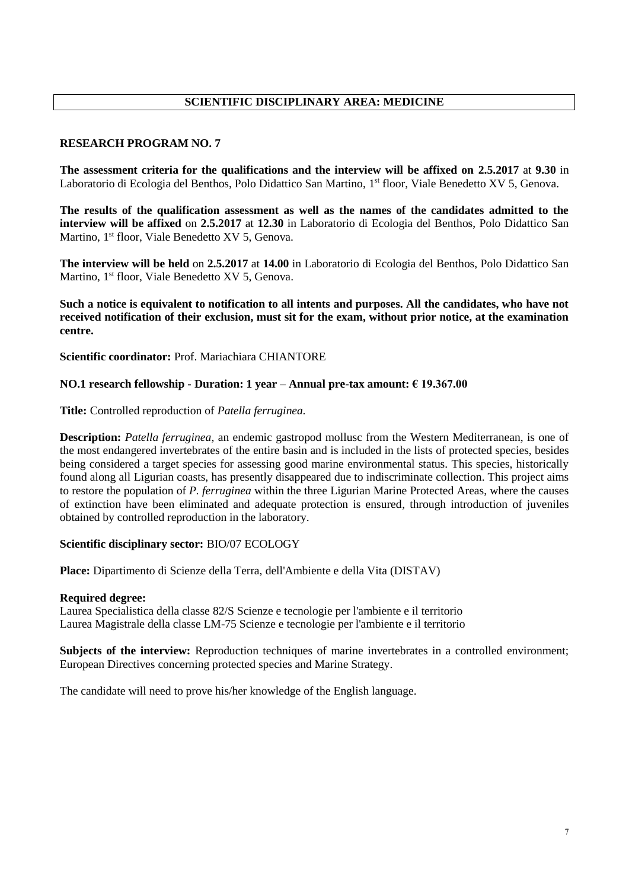## SCIENTIFIC DISCIPLINARY AREA: MEDICINE

### RESEARCH PROGRAM NO. 7

**The assessment criteria for the qualifications and the interview will be affixed on 2.5.2017** at **9.30** in Laboratorio di Ecologia del Benthos, Polo Didattico San Martino, 1st floor, Viale Benedetto XV 5, Genova.

**The results of the qualification assessment as well as the names of the candidates admitted to the interview will be affixed** on **2.5.2017** at **12.30** in Laboratorio di Ecologia del Benthos, Polo Didattico San Martino, 1st floor, Viale Benedetto XV 5, Genova.

**The interview will be held** on **2.5.2017** at **14.00** in Laboratorio di Ecologia del Benthos, Polo Didattico San Martino, 1st floor, Viale Benedetto XV 5, Genova.

**Such a notice is equivalent to notification to all intents and purposes. All the candidates, who have not received notification of their exclusion, must sit for the exam, without prior notice, at the examination centre.**

**Scientific coordinator:** Prof. Mariachiara CHIANTORE

**NO.1 research fellowship - Duration: 1 year – Annual pre-tax amount: € 19.367.00**

**Title:** Controlled reproduction of *Patella ferruginea.*

**Description:** *Patella ferruginea*, an endemic gastropod mollusc from the Western Mediterranean, is one of the most endangered invertebrates of the entire basin and is included in the lists of protected species, besides being considered a target species for assessing good marine environmental status. This species, historically found along all Ligurian coasts, has presently disappeared due to indiscriminate collection. This project aims to restore the population of *P. ferruginea* within the three Ligurian Marine Protected Areas, where the causes of extinction have been eliminated and adequate protection is ensured, through introduction of juveniles obtained by controlled reproduction in the laboratory.

**Scientific disciplinary sector:** BIO/07 ECOLOGY

**Place:** Dipartimento di Scienze della Terra, dell'Ambiente e della Vita (DISTAV)

**Required degree:**
Laurea Specialistica della classe 82/S Scienze e tecnologie per l'ambiente e il territorio
Laurea Magistrale della classe LM-75 Scienze e tecnologie per l'ambiente e il territorio

**Subjects of the interview:** Reproduction techniques of marine invertebrates in a controlled environment; European Directives concerning protected species and Marine Strategy.

The candidate will need to prove his/her knowledge of the English language.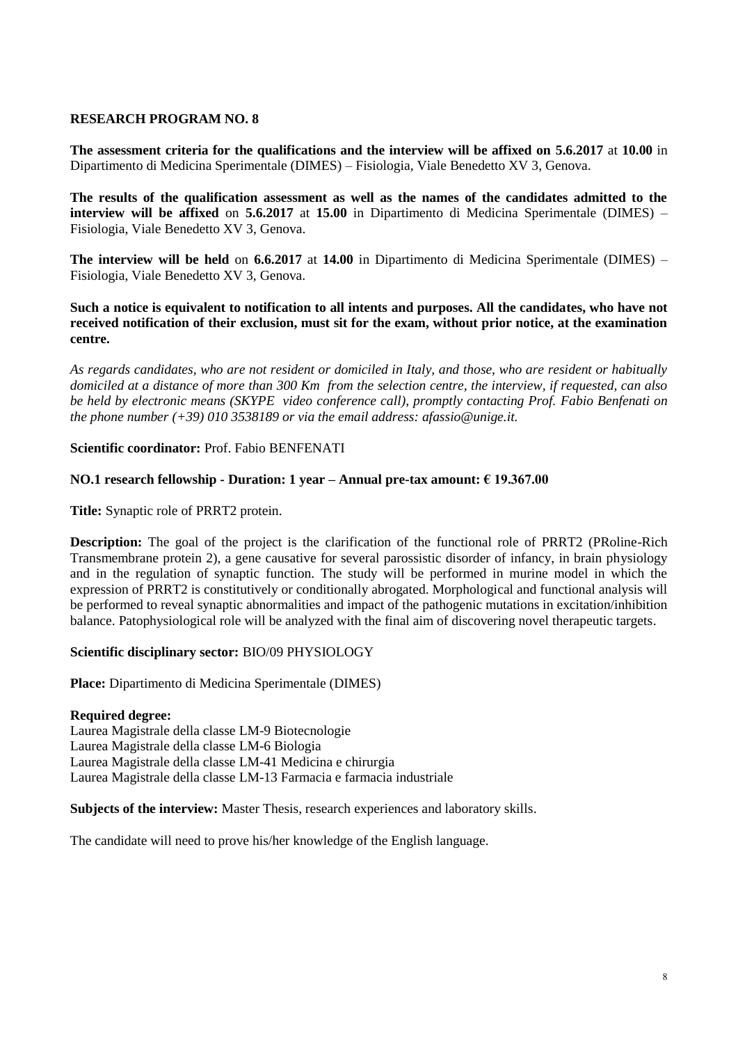### RESEARCH PROGRAM NO. 8

**The assessment criteria for the qualifications and the interview will be affixed on 5.6.2017** at **10.00** in Dipartimento di Medicina Sperimentale (DIMES) – Fisiologia, Viale Benedetto XV 3, Genova.

**The results of the qualification assessment as well as the names of the candidates admitted to the interview will be affixed** on **5.6.2017** at **15.00** in Dipartimento di Medicina Sperimentale (DIMES) – Fisiologia, Viale Benedetto XV 3, Genova.

**The interview will be held** on **6.6.2017** at **14.00** in Dipartimento di Medicina Sperimentale (DIMES) – Fisiologia, Viale Benedetto XV 3, Genova.

**Such a notice is equivalent to notification to all intents and purposes. All the candidates, who have not received notification of their exclusion, must sit for the exam, without prior notice, at the examination centre.**

*As regards candidates, who are not resident or domiciled in Italy, and those, who are resident or habitually domiciled at a distance of more than 300 Km from the selection centre, the interview, if requested, can also be held by electronic means (SKYPE video conference call), promptly contacting Prof. Fabio Benfenati on the phone number (+39) 010 3538189 or via the email address: afassio@unige.it.*

**Scientific coordinator:** Prof. Fabio BENFENATI

**NO.1 research fellowship - Duration: 1 year – Annual pre-tax amount: € 19.367.00**

**Title:** Synaptic role of PRRT2 protein.

**Description:** The goal of the project is the clarification of the functional role of PRRT2 (PRoline-Rich Transmembrane protein 2), a gene causative for several parossistic disorder of infancy, in brain physiology and in the regulation of synaptic function. The study will be performed in murine model in which the expression of PRRT2 is constitutively or conditionally abrogated. Morphological and functional analysis will be performed to reveal synaptic abnormalities and impact of the pathogenic mutations in excitation/inhibition balance. Patophysiological role will be analyzed with the final aim of discovering novel therapeutic targets.

**Scientific disciplinary sector:** BIO/09 PHYSIOLOGY

**Place:** Dipartimento di Medicina Sperimentale (DIMES)

**Required degree:**
Laurea Magistrale della classe LM-9 Biotecnologie
Laurea Magistrale della classe LM-6 Biologia
Laurea Magistrale della classe LM-41 Medicina e chirurgia
Laurea Magistrale della classe LM-13 Farmacia e farmacia industriale

**Subjects of the interview:** Master Thesis, research experiences and laboratory skills.

The candidate will need to prove his/her knowledge of the English language.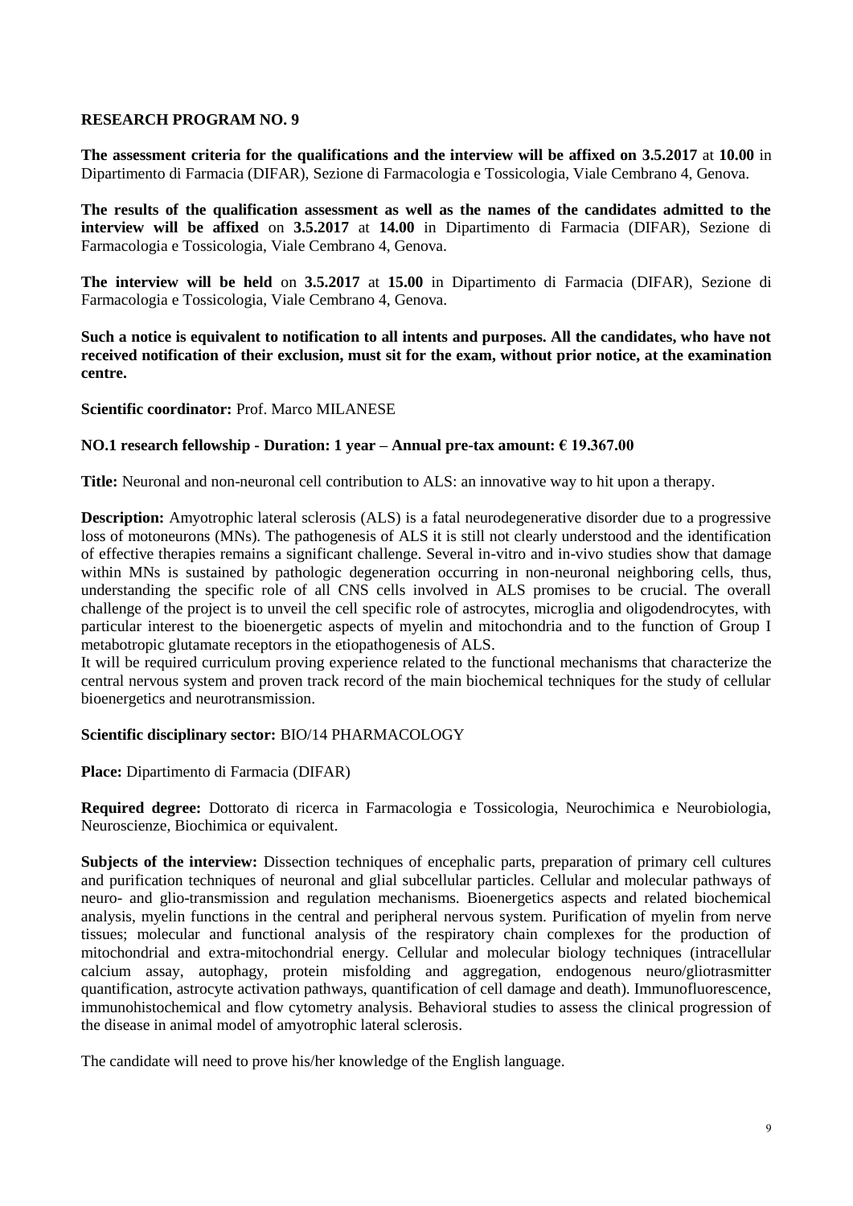## RESEARCH PROGRAM NO. 9

**The assessment criteria for the qualifications and the interview will be affixed on 3.5.2017** at **10.00** in Dipartimento di Farmacia (DIFAR), Sezione di Farmacologia e Tossicologia, Viale Cembrano 4, Genova.

**The results of the qualification assessment as well as the names of the candidates admitted to the interview will be affixed** on **3.5.2017** at **14.00** in Dipartimento di Farmacia (DIFAR), Sezione di Farmacologia e Tossicologia, Viale Cembrano 4, Genova.

**The interview will be held** on **3.5.2017** at **15.00** in Dipartimento di Farmacia (DIFAR), Sezione di Farmacologia e Tossicologia, Viale Cembrano 4, Genova.

**Such a notice is equivalent to notification to all intents and purposes. All the candidates, who have not received notification of their exclusion, must sit for the exam, without prior notice, at the examination centre.**

**Scientific coordinator:** Prof. Marco MILANESE

**NO.1 research fellowship - Duration: 1 year – Annual pre-tax amount: € 19.367.00**

**Title:** Neuronal and non-neuronal cell contribution to ALS: an innovative way to hit upon a therapy.

**Description:** Amyotrophic lateral sclerosis (ALS) is a fatal neurodegenerative disorder due to a progressive loss of motoneurons (MNs). The pathogenesis of ALS it is still not clearly understood and the identification of effective therapies remains a significant challenge. Several in-vitro and in-vivo studies show that damage within MNs is sustained by pathologic degeneration occurring in non-neuronal neighboring cells, thus, understanding the specific role of all CNS cells involved in ALS promises to be crucial. The overall challenge of the project is to unveil the cell specific role of astrocytes, microglia and oligodendrocytes, with particular interest to the bioenergetic aspects of myelin and mitochondria and to the function of Group I metabotropic glutamate receptors in the etiopathogenesis of ALS.
It will be required curriculum proving experience related to the functional mechanisms that characterize the central nervous system and proven track record of the main biochemical techniques for the study of cellular bioenergetics and neurotransmission.

**Scientific disciplinary sector:** BIO/14 PHARMACOLOGY

**Place:** Dipartimento di Farmacia (DIFAR)

**Required degree:** Dottorato di ricerca in Farmacologia e Tossicologia, Neurochimica e Neurobiologia, Neuroscienze, Biochimica or equivalent.

**Subjects of the interview:** Dissection techniques of encephalic parts, preparation of primary cell cultures and purification techniques of neuronal and glial subcellular particles. Cellular and molecular pathways of neuro- and glio-transmission and regulation mechanisms. Bioenergetics aspects and related biochemical analysis, myelin functions in the central and peripheral nervous system. Purification of myelin from nerve tissues; molecular and functional analysis of the respiratory chain complexes for the production of mitochondrial and extra-mitochondrial energy. Cellular and molecular biology techniques (intracellular calcium assay, autophagy, protein misfolding and aggregation, endogenous neuro/gliotrasmitter quantification, astrocyte activation pathways, quantification of cell damage and death). Immunofluorescence, immunohistochemical and flow cytometry analysis. Behavioral studies to assess the clinical progression of the disease in animal model of amyotrophic lateral sclerosis.

The candidate will need to prove his/her knowledge of the English language.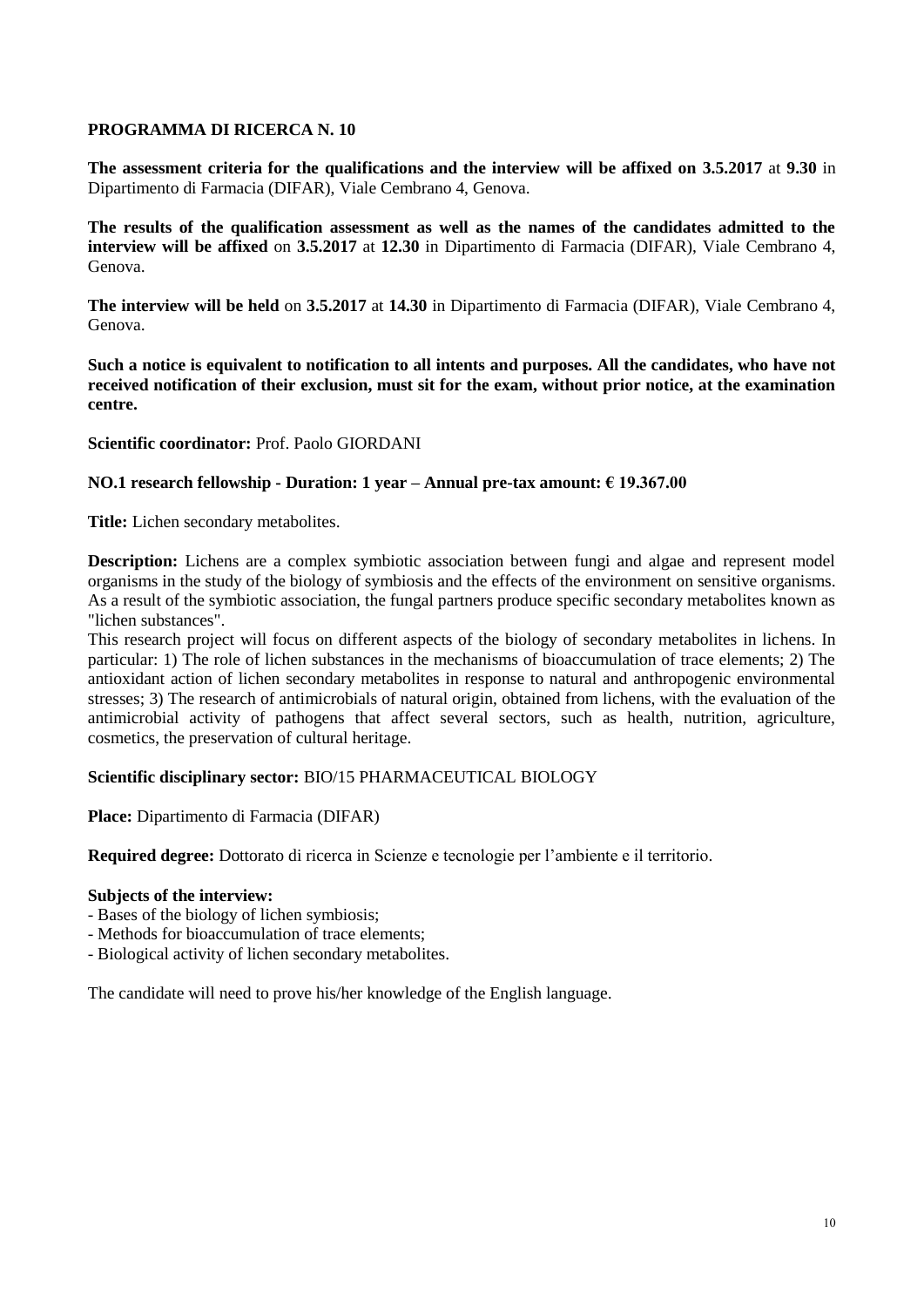**PROGRAMMA DI RICERCA N. 10**

**The assessment criteria for the qualifications and the interview will be affixed on 3.5.2017** at **9.30** in Dipartimento di Farmacia (DIFAR), Viale Cembrano 4, Genova.

**The results of the qualification assessment as well as the names of the candidates admitted to the interview will be affixed** on **3.5.2017** at **12.30** in Dipartimento di Farmacia (DIFAR), Viale Cembrano 4, Genova.

**The interview will be held** on **3.5.2017** at **14.30** in Dipartimento di Farmacia (DIFAR), Viale Cembrano 4, Genova.

**Such a notice is equivalent to notification to all intents and purposes. All the candidates, who have not received notification of their exclusion, must sit for the exam, without prior notice, at the examination centre.**

**Scientific coordinator:** Prof. Paolo GIORDANI

**NO.1 research fellowship - Duration: 1 year – Annual pre-tax amount: € 19.367.00**

**Title:** Lichen secondary metabolites.

**Description:** Lichens are a complex symbiotic association between fungi and algae and represent model organisms in the study of the biology of symbiosis and the effects of the environment on sensitive organisms. As a result of the symbiotic association, the fungal partners produce specific secondary metabolites known as "lichen substances".
This research project will focus on different aspects of the biology of secondary metabolites in lichens. In particular: 1) The role of lichen substances in the mechanisms of bioaccumulation of trace elements; 2) The antioxidant action of lichen secondary metabolites in response to natural and anthropogenic environmental stresses; 3) The research of antimicrobials of natural origin, obtained from lichens, with the evaluation of the antimicrobial activity of pathogens that affect several sectors, such as health, nutrition, agriculture, cosmetics, the preservation of cultural heritage.

**Scientific disciplinary sector:** BIO/15 PHARMACEUTICAL BIOLOGY

**Place:** Dipartimento di Farmacia (DIFAR)

**Required degree:** Dottorato di ricerca in Scienze e tecnologie per l'ambiente e il territorio.

**Subjects of the interview:**
- Bases of the biology of lichen symbiosis;
- Methods for bioaccumulation of trace elements;
- Biological activity of lichen secondary metabolites.

The candidate will need to prove his/her knowledge of the English language.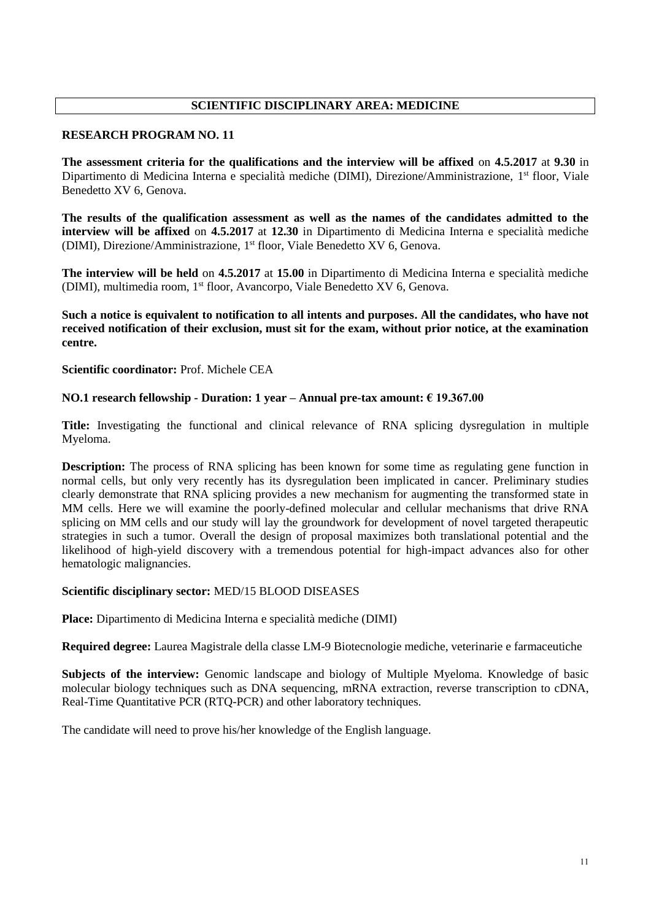**SCIENTIFIC DISCIPLINARY AREA: MEDICINE**

**RESEARCH PROGRAM NO. 11**

**The assessment criteria for the qualifications and the interview will be affixed** on **4.5.2017** at **9.30** in Dipartimento di Medicina Interna e specialità mediche (DIMI), Direzione/Amministrazione, 1st floor, Viale Benedetto XV 6, Genova.

**The results of the qualification assessment as well as the names of the candidates admitted to the interview will be affixed** on **4.5.2017** at **12.30** in Dipartimento di Medicina Interna e specialità mediche (DIMI), Direzione/Amministrazione, 1st floor, Viale Benedetto XV 6, Genova.

**The interview will be held** on **4.5.2017** at **15.00** in Dipartimento di Medicina Interna e specialità mediche (DIMI), multimedia room, 1st floor, Avancorpo, Viale Benedetto XV 6, Genova.

**Such a notice is equivalent to notification to all intents and purposes. All the candidates, who have not received notification of their exclusion, must sit for the exam, without prior notice, at the examination centre.**

**Scientific coordinator:** Prof. Michele CEA

**NO.1 research fellowship - Duration: 1 year – Annual pre-tax amount: € 19.367.00**

**Title:** Investigating the functional and clinical relevance of RNA splicing dysregulation in multiple Myeloma.

**Description:** The process of RNA splicing has been known for some time as regulating gene function in normal cells, but only very recently has its dysregulation been implicated in cancer. Preliminary studies clearly demonstrate that RNA splicing provides a new mechanism for augmenting the transformed state in MM cells. Here we will examine the poorly-defined molecular and cellular mechanisms that drive RNA splicing on MM cells and our study will lay the groundwork for development of novel targeted therapeutic strategies in such a tumor. Overall the design of proposal maximizes both translational potential and the likelihood of high-yield discovery with a tremendous potential for high-impact advances also for other hematologic malignancies.

**Scientific disciplinary sector:** MED/15 BLOOD DISEASES

**Place:** Dipartimento di Medicina Interna e specialità mediche (DIMI)

**Required degree:** Laurea Magistrale della classe LM-9 Biotecnologie mediche, veterinarie e farmaceutiche

**Subjects of the interview:** Genomic landscape and biology of Multiple Myeloma. Knowledge of basic molecular biology techniques such as DNA sequencing, mRNA extraction, reverse transcription to cDNA, Real-Time Quantitative PCR (RTQ-PCR) and other laboratory techniques.

The candidate will need to prove his/her knowledge of the English language.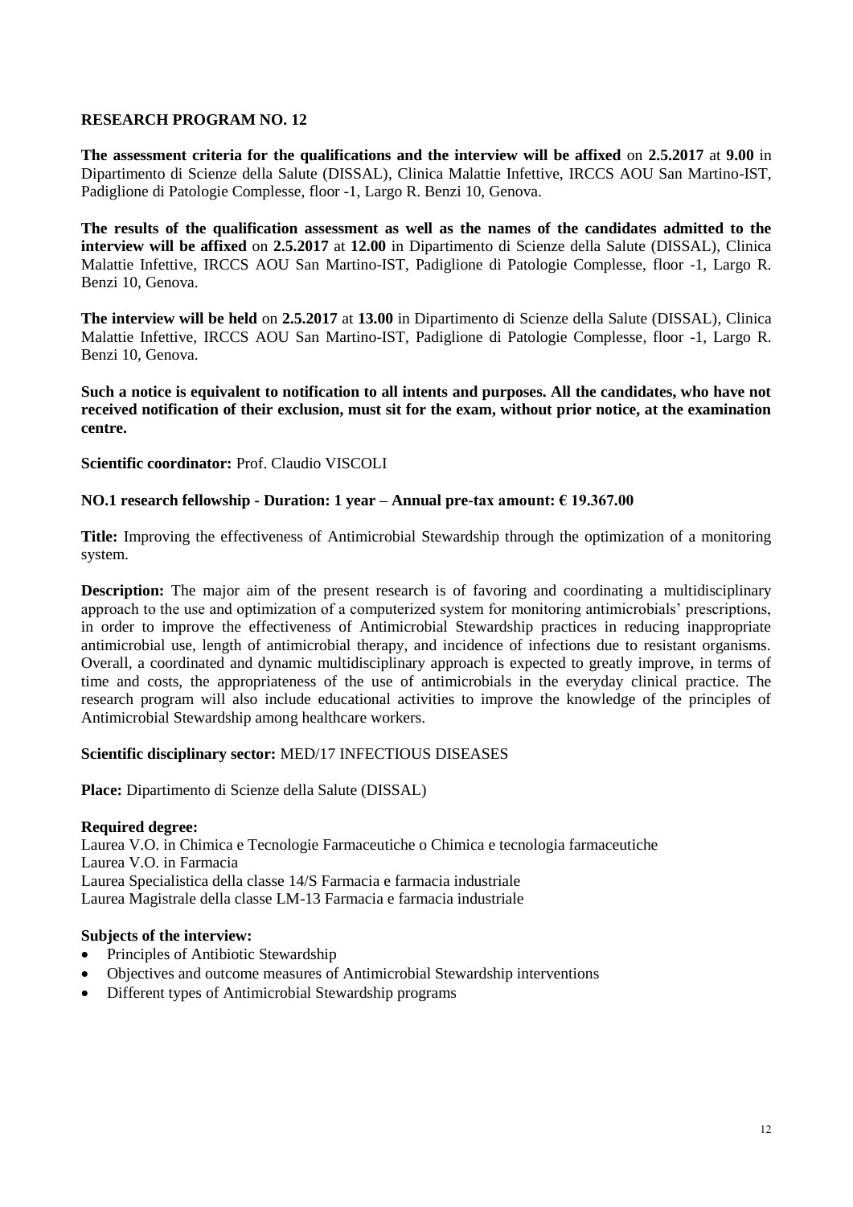## RESEARCH PROGRAM NO. 12

**The assessment criteria for the qualifications and the interview will be affixed** on **2.5.2017** at **9.00** in Dipartimento di Scienze della Salute (DISSAL), Clinica Malattie Infettive, IRCCS AOU San Martino-IST, Padiglione di Patologie Complesse, floor -1, Largo R. Benzi 10, Genova.

**The results of the qualification assessment as well as the names of the candidates admitted to the interview will be affixed** on **2.5.2017** at **12.00** in Dipartimento di Scienze della Salute (DISSAL), Clinica Malattie Infettive, IRCCS AOU San Martino-IST, Padiglione di Patologie Complesse, floor -1, Largo R. Benzi 10, Genova.

**The interview will be held** on **2.5.2017** at **13.00** in Dipartimento di Scienze della Salute (DISSAL), Clinica Malattie Infettive, IRCCS AOU San Martino-IST, Padiglione di Patologie Complesse, floor -1, Largo R. Benzi 10, Genova.

**Such a notice is equivalent to notification to all intents and purposes. All the candidates, who have not received notification of their exclusion, must sit for the exam, without prior notice, at the examination centre.**

**Scientific coordinator:** Prof. Claudio VISCOLI

**NO.1 research fellowship - Duration: 1 year – Annual pre-tax amount: € 19.367.00**

**Title:** Improving the effectiveness of Antimicrobial Stewardship through the optimization of a monitoring system.

**Description:** The major aim of the present research is of favoring and coordinating a multidisciplinary approach to the use and optimization of a computerized system for monitoring antimicrobials' prescriptions, in order to improve the effectiveness of Antimicrobial Stewardship practices in reducing inappropriate antimicrobial use, length of antimicrobial therapy, and incidence of infections due to resistant organisms. Overall, a coordinated and dynamic multidisciplinary approach is expected to greatly improve, in terms of time and costs, the appropriateness of the use of antimicrobials in the everyday clinical practice. The research program will also include educational activities to improve the knowledge of the principles of Antimicrobial Stewardship among healthcare workers.

**Scientific disciplinary sector:** MED/17 INFECTIOUS DISEASES

**Place:** Dipartimento di Scienze della Salute (DISSAL)

**Required degree:**
Laurea V.O. in Chimica e Tecnologie Farmaceutiche o Chimica e tecnologia farmaceutiche
Laurea V.O. in Farmacia
Laurea Specialistica della classe 14/S Farmacia e farmacia industriale
Laurea Magistrale della classe LM-13 Farmacia e farmacia industriale

**Subjects of the interview:**
- Principles of Antibiotic Stewardship
- Objectives and outcome measures of Antimicrobial Stewardship interventions
- Different types of Antimicrobial Stewardship programs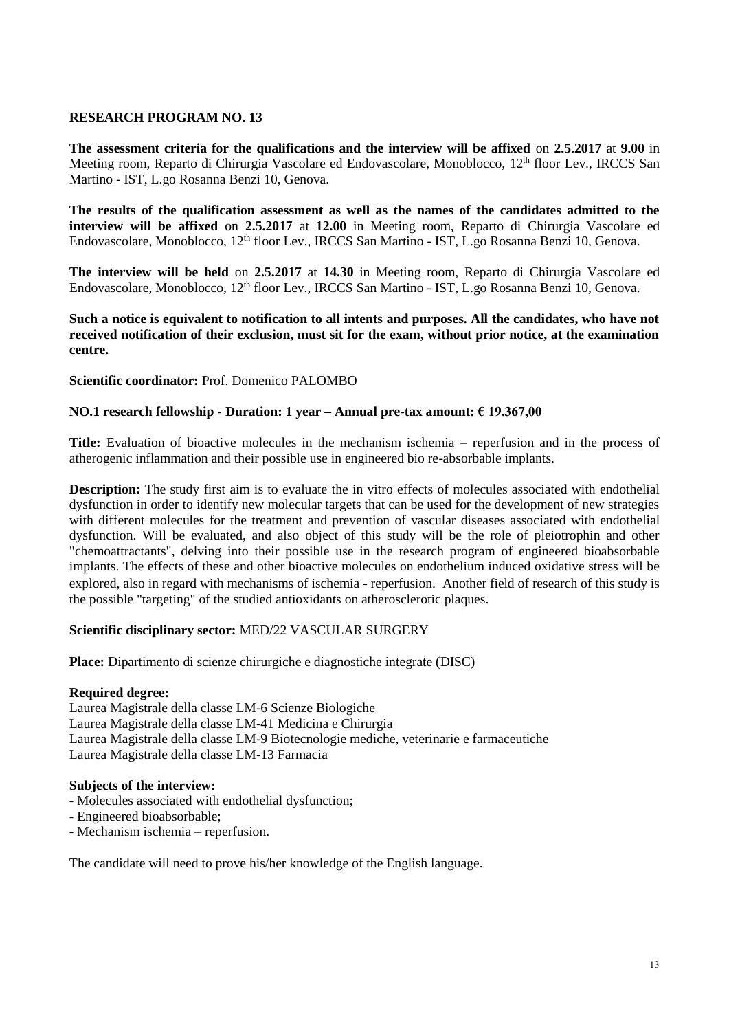**RESEARCH PROGRAM NO. 13**

**The assessment criteria for the qualifications and the interview will be affixed** on **2.5.2017** at **9.00** in Meeting room, Reparto di Chirurgia Vascolare ed Endovascolare, Monoblocco, 12th floor Lev., IRCCS San Martino - IST, L.go Rosanna Benzi 10, Genova.

**The results of the qualification assessment as well as the names of the candidates admitted to the interview will be affixed** on **2.5.2017** at **12.00** in Meeting room, Reparto di Chirurgia Vascolare ed Endovascolare, Monoblocco, 12th floor Lev., IRCCS San Martino - IST, L.go Rosanna Benzi 10, Genova.

**The interview will be held** on **2.5.2017** at **14.30** in Meeting room, Reparto di Chirurgia Vascolare ed Endovascolare, Monoblocco, 12th floor Lev., IRCCS San Martino - IST, L.go Rosanna Benzi 10, Genova.

**Such a notice is equivalent to notification to all intents and purposes. All the candidates, who have not received notification of their exclusion, must sit for the exam, without prior notice, at the examination centre.**

**Scientific coordinator:** Prof. Domenico PALOMBO

**NO.1 research fellowship - Duration: 1 year – Annual pre-tax amount: € 19.367,00**

**Title:** Evaluation of bioactive molecules in the mechanism ischemia – reperfusion and in the process of atherogenic inflammation and their possible use in engineered bio re-absorbable implants.

**Description:** The study first aim is to evaluate the in vitro effects of molecules associated with endothelial dysfunction in order to identify new molecular targets that can be used for the development of new strategies with different molecules for the treatment and prevention of vascular diseases associated with endothelial dysfunction. Will be evaluated, and also object of this study will be the role of pleiotrophin and other "chemoattractants", delving into their possible use in the research program of engineered bioabsorbable implants. The effects of these and other bioactive molecules on endothelium induced oxidative stress will be explored, also in regard with mechanisms of ischemia - reperfusion. Another field of research of this study is the possible "targeting" of the studied antioxidants on atherosclerotic plaques.

**Scientific disciplinary sector:** MED/22 VASCULAR SURGERY

**Place:** Dipartimento di scienze chirurgiche e diagnostiche integrate (DISC)

**Required degree:**
Laurea Magistrale della classe LM-6 Scienze Biologiche
Laurea Magistrale della classe LM-41 Medicina e Chirurgia
Laurea Magistrale della classe LM-9 Biotecnologie mediche, veterinarie e farmaceutiche
Laurea Magistrale della classe LM-13 Farmacia

**Subjects of the interview:**
- Molecules associated with endothelial dysfunction;
- Engineered bioabsorbable;
- Mechanism ischemia – reperfusion.

The candidate will need to prove his/her knowledge of the English language.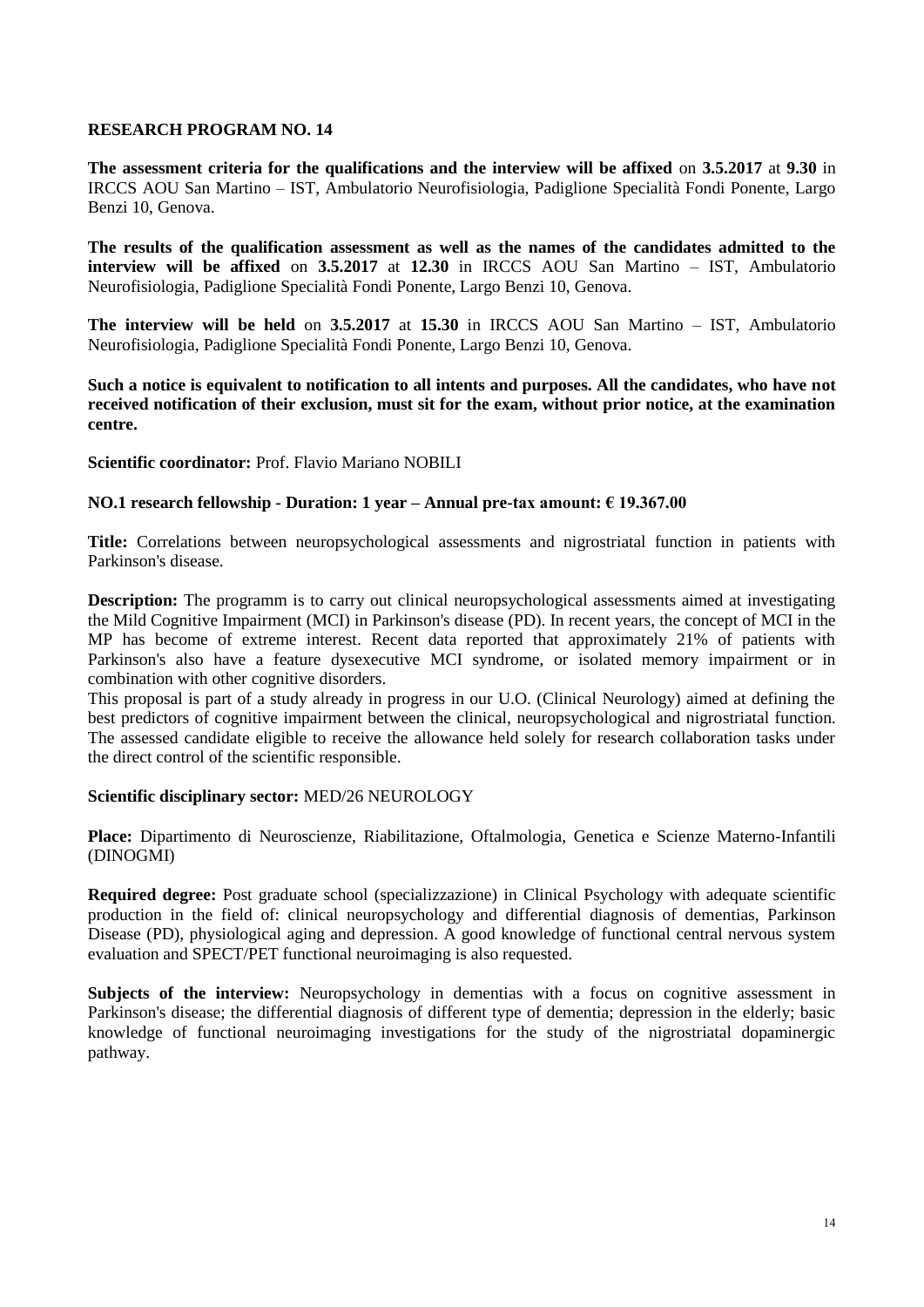## RESEARCH PROGRAM NO. 14

**The assessment criteria for the qualifications and the interview will be affixed** on **3.5.2017** at **9.30** in IRCCS AOU San Martino – IST, Ambulatorio Neurofisiologia, Padiglione Specialità Fondi Ponente, Largo Benzi 10, Genova.

**The results of the qualification assessment as well as the names of the candidates admitted to the interview will be affixed** on **3.5.2017** at **12.30** in IRCCS AOU San Martino – IST, Ambulatorio Neurofisiologia, Padiglione Specialità Fondi Ponente, Largo Benzi 10, Genova.

**The interview will be held** on **3.5.2017** at **15.30** in IRCCS AOU San Martino – IST, Ambulatorio Neurofisiologia, Padiglione Specialità Fondi Ponente, Largo Benzi 10, Genova.

**Such a notice is equivalent to notification to all intents and purposes. All the candidates, who have not received notification of their exclusion, must sit for the exam, without prior notice, at the examination centre.**

**Scientific coordinator:** Prof. Flavio Mariano NOBILI

**NO.1 research fellowship - Duration: 1 year – Annual pre-tax amount: € 19.367.00**

**Title:** Correlations between neuropsychological assessments and nigrostriatal function in patients with Parkinson's disease.

**Description:** The programm is to carry out clinical neuropsychological assessments aimed at investigating the Mild Cognitive Impairment (MCI) in Parkinson's disease (PD). In recent years, the concept of MCI in the MP has become of extreme interest. Recent data reported that approximately 21% of patients with Parkinson's also have a feature dysexecutive MCI syndrome, or isolated memory impairment or in combination with other cognitive disorders.
This proposal is part of a study already in progress in our U.O. (Clinical Neurology) aimed at defining the best predictors of cognitive impairment between the clinical, neuropsychological and nigrostriatal function. The assessed candidate eligible to receive the allowance held solely for research collaboration tasks under the direct control of the scientific responsible.

**Scientific disciplinary sector:** MED/26 NEUROLOGY

**Place:** Dipartimento di Neuroscienze, Riabilitazione, Oftalmologia, Genetica e Scienze Materno-Infantili (DINOGMI)

**Required degree:** Post graduate school (specializzazione) in Clinical Psychology with adequate scientific production in the field of: clinical neuropsychology and differential diagnosis of dementias, Parkinson Disease (PD), physiological aging and depression. A good knowledge of functional central nervous system evaluation and SPECT/PET functional neuroimaging is also requested.

**Subjects of the interview:** Neuropsychology in dementias with a focus on cognitive assessment in Parkinson's disease; the differential diagnosis of different type of dementia; depression in the elderly; basic knowledge of functional neuroimaging investigations for the study of the nigrostriatal dopaminergic pathway.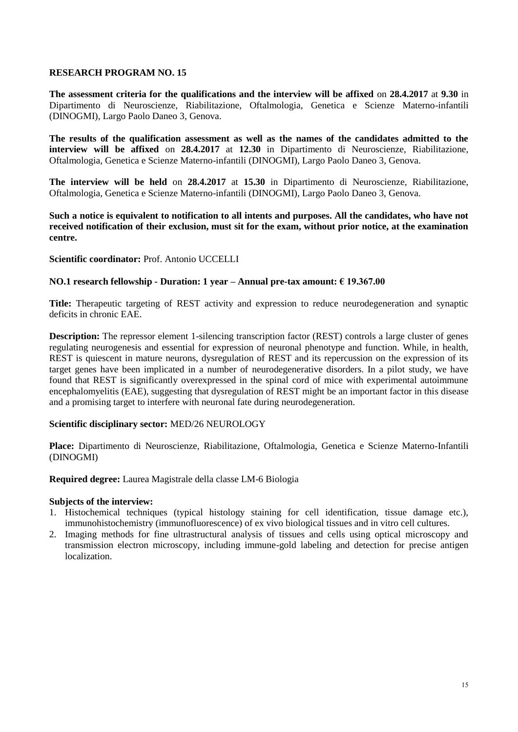## RESEARCH PROGRAM NO. 15

**The assessment criteria for the qualifications and the interview will be affixed** on **28.4.2017** at **9.30** in Dipartimento di Neuroscienze, Riabilitazione, Oftalmologia, Genetica e Scienze Materno-infantili (DINOGMI), Largo Paolo Daneo 3, Genova.

**The results of the qualification assessment as well as the names of the candidates admitted to the interview will be affixed** on **28.4.2017** at **12.30** in Dipartimento di Neuroscienze, Riabilitazione, Oftalmologia, Genetica e Scienze Materno-infantili (DINOGMI), Largo Paolo Daneo 3, Genova.

**The interview will be held** on **28.4.2017** at **15.30** in Dipartimento di Neuroscienze, Riabilitazione, Oftalmologia, Genetica e Scienze Materno-infantili (DINOGMI), Largo Paolo Daneo 3, Genova.

**Such a notice is equivalent to notification to all intents and purposes. All the candidates, who have not received notification of their exclusion, must sit for the exam, without prior notice, at the examination centre.**

**Scientific coordinator:** Prof. Antonio UCCELLI

**NO.1 research fellowship - Duration: 1 year – Annual pre-tax amount: € 19.367.00**

**Title:** Therapeutic targeting of REST activity and expression to reduce neurodegeneration and synaptic deficits in chronic EAE.

**Description:** The repressor element 1-silencing transcription factor (REST) controls a large cluster of genes regulating neurogenesis and essential for expression of neuronal phenotype and function. While, in health, REST is quiescent in mature neurons, dysregulation of REST and its repercussion on the expression of its target genes have been implicated in a number of neurodegenerative disorders. In a pilot study, we have found that REST is significantly overexpressed in the spinal cord of mice with experimental autoimmune encephalomyelitis (EAE), suggesting that dysregulation of REST might be an important factor in this disease and a promising target to interfere with neuronal fate during neurodegeneration.

**Scientific disciplinary sector:** MED/26 NEUROLOGY

**Place:** Dipartimento di Neuroscienze, Riabilitazione, Oftalmologia, Genetica e Scienze Materno-Infantili (DINOGMI)

**Required degree:** Laurea Magistrale della classe LM-6 Biologia

**Subjects of the interview:**

1. Histochemical techniques (typical histology staining for cell identification, tissue damage etc.), immunohistochemistry (immunofluorescence) of ex vivo biological tissues and in vitro cell cultures.
2. Imaging methods for fine ultrastructural analysis of tissues and cells using optical microscopy and transmission electron microscopy, including immune-gold labeling and detection for precise antigen localization.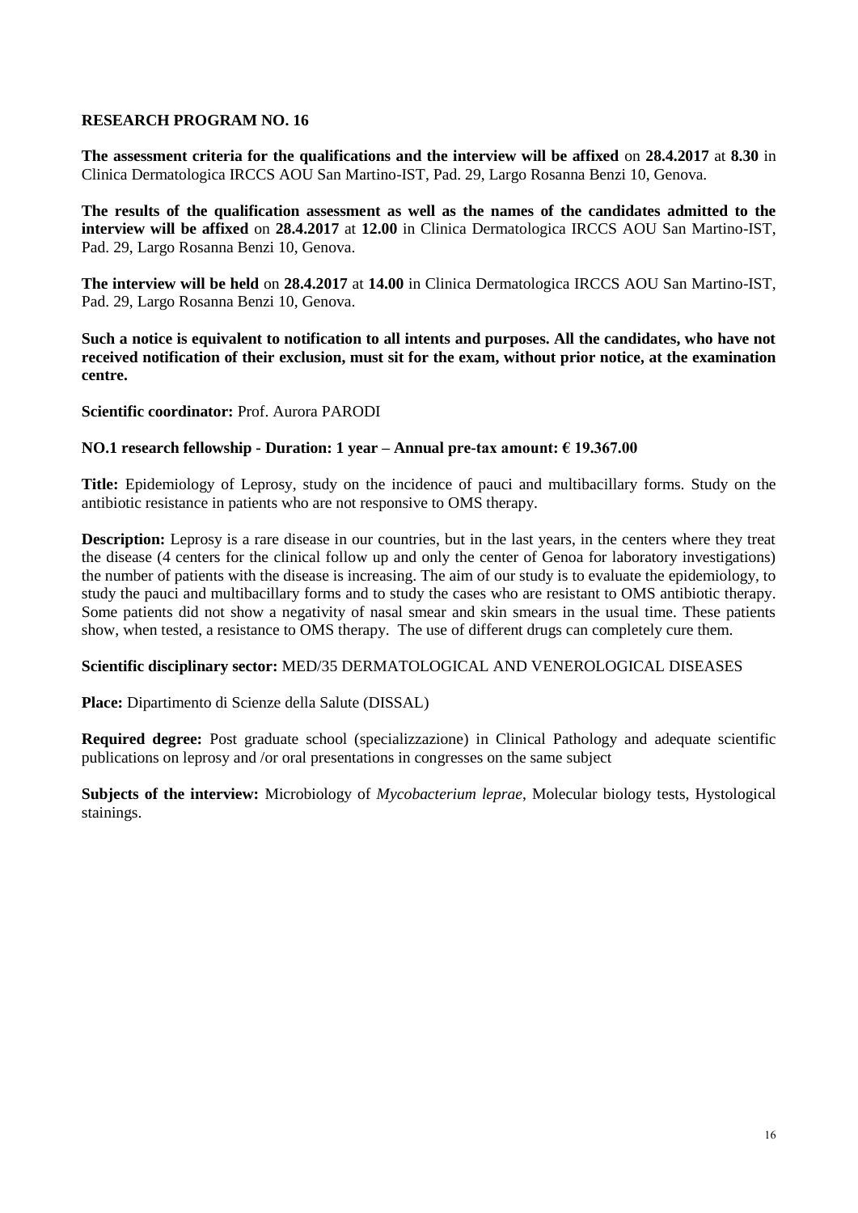## RESEARCH PROGRAM NO. 16

**The assessment criteria for the qualifications and the interview will be affixed** on **28.4.2017** at **8.30** in Clinica Dermatologica IRCCS AOU San Martino-IST, Pad. 29, Largo Rosanna Benzi 10, Genova.

**The results of the qualification assessment as well as the names of the candidates admitted to the interview will be affixed** on **28.4.2017** at **12.00** in Clinica Dermatologica IRCCS AOU San Martino-IST, Pad. 29, Largo Rosanna Benzi 10, Genova.

**The interview will be held** on **28.4.2017** at **14.00** in Clinica Dermatologica IRCCS AOU San Martino-IST, Pad. 29, Largo Rosanna Benzi 10, Genova.

**Such a notice is equivalent to notification to all intents and purposes. All the candidates, who have not received notification of their exclusion, must sit for the exam, without prior notice, at the examination centre.**

**Scientific coordinator:** Prof. Aurora PARODI

**NO.1 research fellowship - Duration: 1 year – Annual pre-tax amount: € 19.367.00**

**Title:** Epidemiology of Leprosy, study on the incidence of pauci and multibacillary forms. Study on the antibiotic resistance in patients who are not responsive to OMS therapy.

**Description:** Leprosy is a rare disease in our countries, but in the last years, in the centers where they treat the disease (4 centers for the clinical follow up and only the center of Genoa for laboratory investigations) the number of patients with the disease is increasing. The aim of our study is to evaluate the epidemiology, to study the pauci and multibacillary forms and to study the cases who are resistant to OMS antibiotic therapy. Some patients did not show a negativity of nasal smear and skin smears in the usual time. These patients show, when tested, a resistance to OMS therapy. The use of different drugs can completely cure them.

**Scientific disciplinary sector:** MED/35 DERMATOLOGICAL AND VENEROLOGICAL DISEASES

**Place:** Dipartimento di Scienze della Salute (DISSAL)

**Required degree:** Post graduate school (specializzazione) in Clinical Pathology and adequate scientific publications on leprosy and /or oral presentations in congresses on the same subject

**Subjects of the interview:** Microbiology of *Mycobacterium leprae*, Molecular biology tests, Hystological stainings.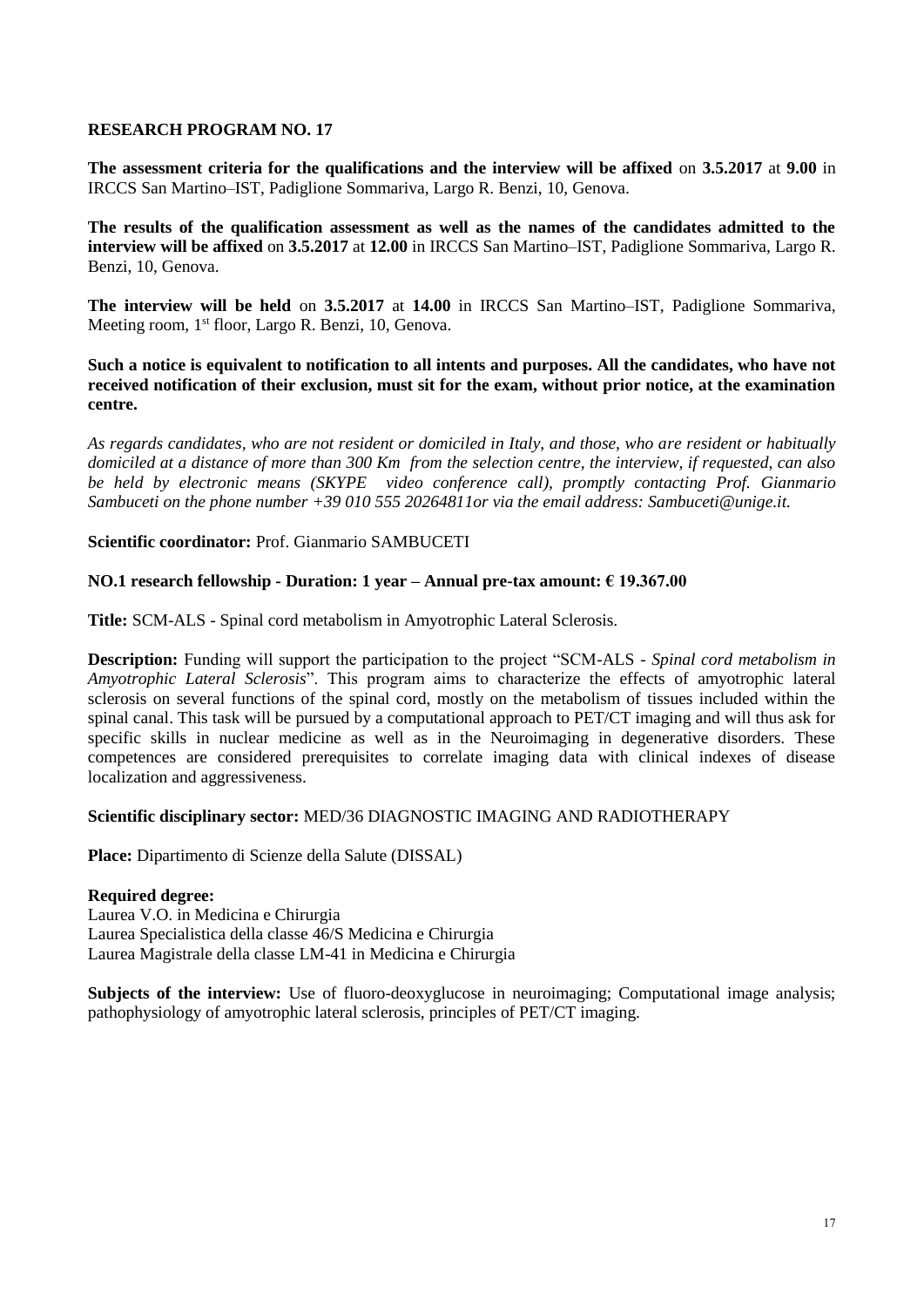## RESEARCH PROGRAM NO. 17

**The assessment criteria for the qualifications and the interview will be affixed** on **3.5.2017** at **9.00** in IRCCS San Martino–IST, Padiglione Sommariva, Largo R. Benzi, 10, Genova.

**The results of the qualification assessment as well as the names of the candidates admitted to the interview will be affixed** on **3.5.2017** at **12.00** in IRCCS San Martino–IST, Padiglione Sommariva, Largo R. Benzi, 10, Genova.

**The interview will be held** on **3.5.2017** at **14.00** in IRCCS San Martino–IST, Padiglione Sommariva, Meeting room, 1st floor, Largo R. Benzi, 10, Genova.

**Such a notice is equivalent to notification to all intents and purposes. All the candidates, who have not received notification of their exclusion, must sit for the exam, without prior notice, at the examination centre.**

*As regards candidates, who are not resident or domiciled in Italy, and those, who are resident or habitually domiciled at a distance of more than 300 Km from the selection centre, the interview, if requested, can also be held by electronic means (SKYPE video conference call), promptly contacting Prof. Gianmario Sambuceti on the phone number +39 010 555 20264811or via the email address: Sambuceti@unige.it.*

**Scientific coordinator:** Prof. Gianmario SAMBUCETI

**NO.1 research fellowship - Duration: 1 year – Annual pre-tax amount: € 19.367.00**

**Title:** SCM-ALS - Spinal cord metabolism in Amyotrophic Lateral Sclerosis.

**Description:** Funding will support the participation to the project "SCM-ALS - *Spinal cord metabolism in Amyotrophic Lateral Sclerosis*". This program aims to characterize the effects of amyotrophic lateral sclerosis on several functions of the spinal cord, mostly on the metabolism of tissues included within the spinal canal. This task will be pursued by a computational approach to PET/CT imaging and will thus ask for specific skills in nuclear medicine as well as in the Neuroimaging in degenerative disorders. These competences are considered prerequisites to correlate imaging data with clinical indexes of disease localization and aggressiveness.

**Scientific disciplinary sector:** MED/36 DIAGNOSTIC IMAGING AND RADIOTHERAPY

**Place:** Dipartimento di Scienze della Salute (DISSAL)

**Required degree:**
Laurea V.O. in Medicina e Chirurgia
Laurea Specialistica della classe 46/S Medicina e Chirurgia
Laurea Magistrale della classe LM-41 in Medicina e Chirurgia

**Subjects of the interview:** Use of fluoro-deoxyglucose in neuroimaging; Computational image analysis; pathophysiology of amyotrophic lateral sclerosis, principles of PET/CT imaging.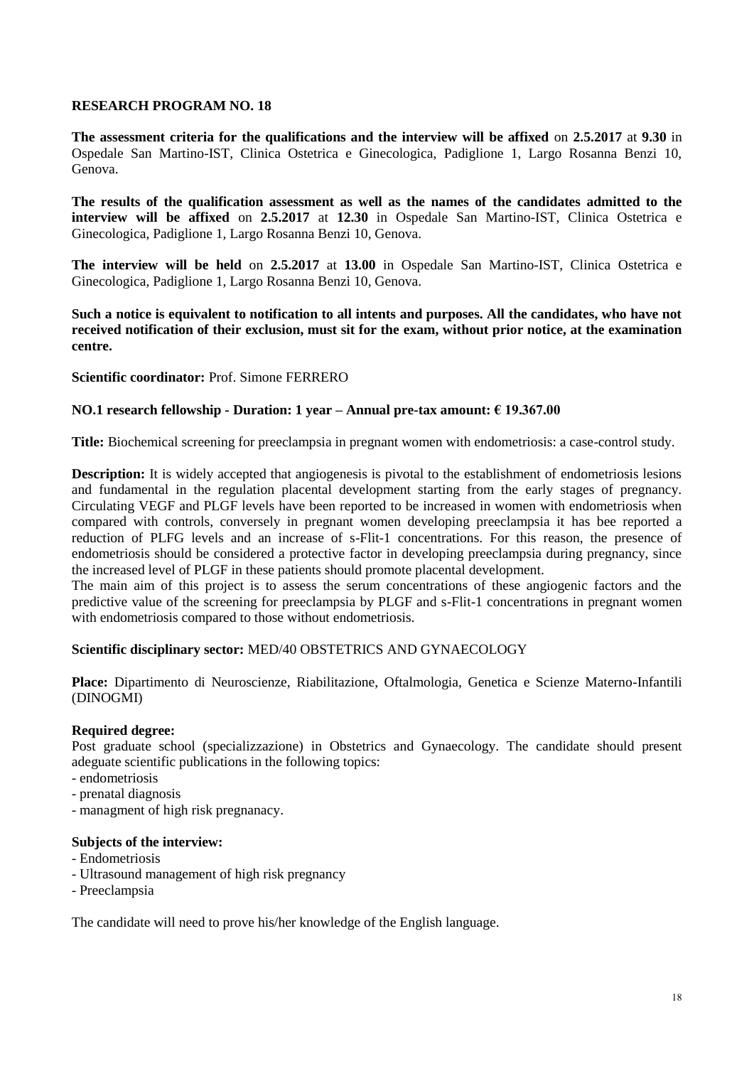**RESEARCH PROGRAM NO. 18**

**The assessment criteria for the qualifications and the interview will be affixed** on **2.5.2017** at **9.30** in Ospedale San Martino-IST, Clinica Ostetrica e Ginecologica, Padiglione 1, Largo Rosanna Benzi 10, Genova.

**The results of the qualification assessment as well as the names of the candidates admitted to the interview will be affixed** on **2.5.2017** at **12.30** in Ospedale San Martino-IST, Clinica Ostetrica e Ginecologica, Padiglione 1, Largo Rosanna Benzi 10, Genova.

**The interview will be held** on **2.5.2017** at **13.00** in Ospedale San Martino-IST, Clinica Ostetrica e Ginecologica, Padiglione 1, Largo Rosanna Benzi 10, Genova.

**Such a notice is equivalent to notification to all intents and purposes. All the candidates, who have not received notification of their exclusion, must sit for the exam, without prior notice, at the examination centre.**

**Scientific coordinator:** Prof. Simone FERRERO

**NO.1 research fellowship - Duration: 1 year – Annual pre-tax amount: € 19.367.00**

**Title:** Biochemical screening for preeclampsia in pregnant women with endometriosis: a case-control study.

**Description:** It is widely accepted that angiogenesis is pivotal to the establishment of endometriosis lesions and fundamental in the regulation placental development starting from the early stages of pregnancy. Circulating VEGF and PLGF levels have been reported to be increased in women with endometriosis when compared with controls, conversely in pregnant women developing preeclampsia it has bee reported a reduction of PLFG levels and an increase of s-Flit-1 concentrations. For this reason, the presence of endometriosis should be considered a protective factor in developing preeclampsia during pregnancy, since the increased level of PLGF in these patients should promote placental development.
The main aim of this project is to assess the serum concentrations of these angiogenic factors and the predictive value of the screening for preeclampsia by PLGF and s-Flit-1 concentrations in pregnant women with endometriosis compared to those without endometriosis.

**Scientific disciplinary sector:** MED/40 OBSTETRICS AND GYNAECOLOGY

**Place:** Dipartimento di Neuroscienze, Riabilitazione, Oftalmologia, Genetica e Scienze Materno-Infantili (DINOGMI)

**Required degree:**
Post graduate school (specializzazione) in Obstetrics and Gynaecology. The candidate should present adeguate scientific publications in the following topics:
- endometriosis
- prenatal diagnosis
- managment of high risk pregnanacy.

**Subjects of the interview:**
- Endometriosis
- Ultrasound management of high risk pregnancy
- Preeclampsia

The candidate will need to prove his/her knowledge of the English language.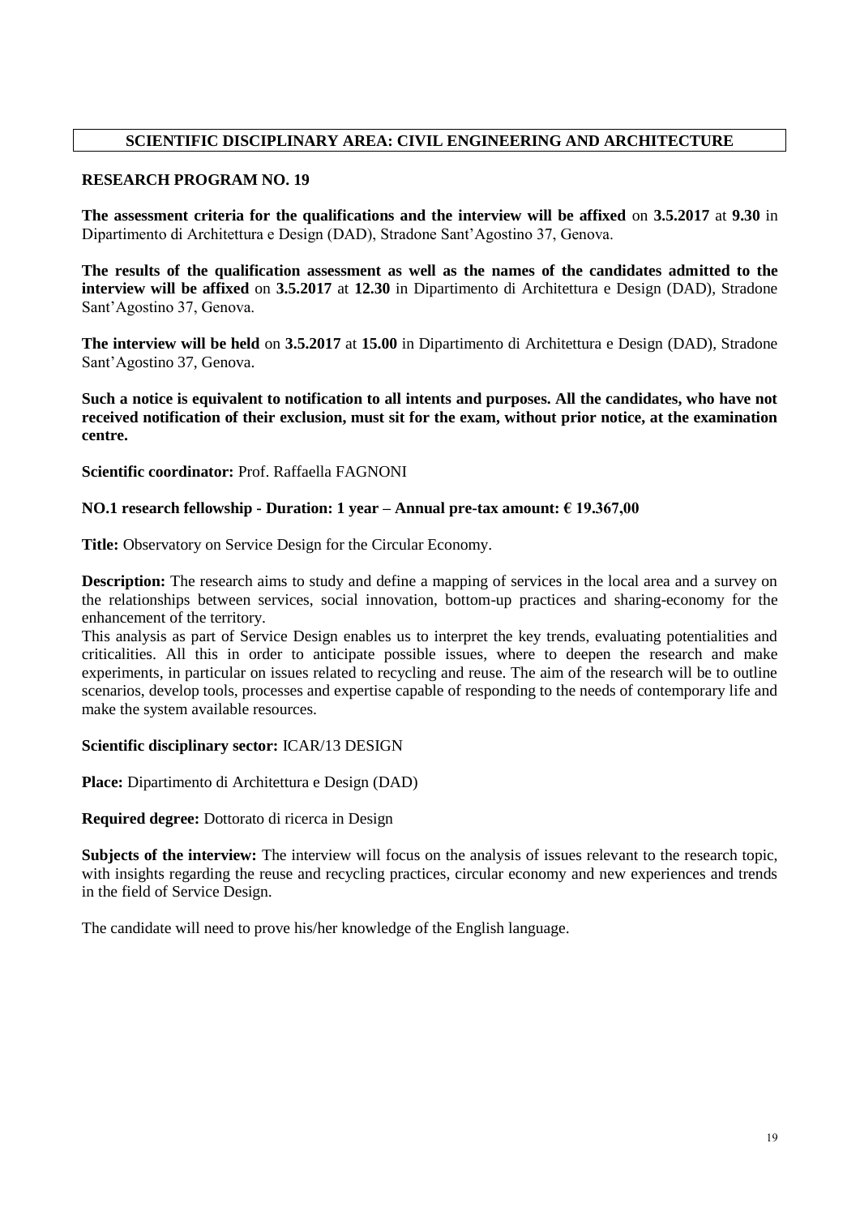## SCIENTIFIC DISCIPLINARY AREA: CIVIL ENGINEERING AND ARCHITECTURE

### RESEARCH PROGRAM NO. 19

**The assessment criteria for the qualifications and the interview will be affixed** on **3.5.2017** at **9.30** in Dipartimento di Architettura e Design (DAD), Stradone Sant'Agostino 37, Genova.

**The results of the qualification assessment as well as the names of the candidates admitted to the interview will be affixed** on **3.5.2017** at **12.30** in Dipartimento di Architettura e Design (DAD), Stradone Sant'Agostino 37, Genova.

**The interview will be held** on **3.5.2017** at **15.00** in Dipartimento di Architettura e Design (DAD), Stradone Sant'Agostino 37, Genova.

**Such a notice is equivalent to notification to all intents and purposes. All the candidates, who have not received notification of their exclusion, must sit for the exam, without prior notice, at the examination centre.**

**Scientific coordinator:** Prof. Raffaella FAGNONI

**NO.1 research fellowship - Duration: 1 year – Annual pre-tax amount: € 19.367,00**

**Title:** Observatory on Service Design for the Circular Economy.

**Description:** The research aims to study and define a mapping of services in the local area and a survey on the relationships between services, social innovation, bottom-up practices and sharing-economy for the enhancement of the territory.
This analysis as part of Service Design enables us to interpret the key trends, evaluating potentialities and criticalities. All this in order to anticipate possible issues, where to deepen the research and make experiments, in particular on issues related to recycling and reuse. The aim of the research will be to outline scenarios, develop tools, processes and expertise capable of responding to the needs of contemporary life and make the system available resources.

**Scientific disciplinary sector:** ICAR/13 DESIGN

**Place:** Dipartimento di Architettura e Design (DAD)

**Required degree:** Dottorato di ricerca in Design

**Subjects of the interview:** The interview will focus on the analysis of issues relevant to the research topic, with insights regarding the reuse and recycling practices, circular economy and new experiences and trends in the field of Service Design.

The candidate will need to prove his/her knowledge of the English language.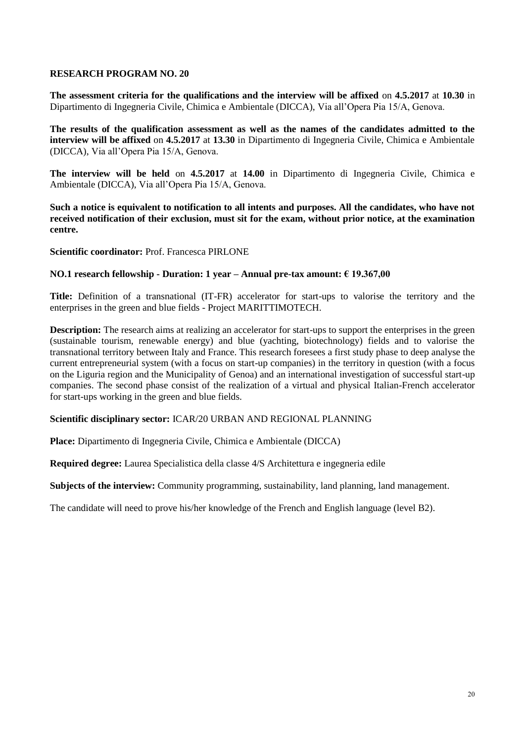## RESEARCH PROGRAM NO. 20

**The assessment criteria for the qualifications and the interview will be affixed** on **4.5.2017** at **10.30** in Dipartimento di Ingegneria Civile, Chimica e Ambientale (DICCA), Via all'Opera Pia 15/A, Genova.

**The results of the qualification assessment as well as the names of the candidates admitted to the interview will be affixed** on **4.5.2017** at **13.30** in Dipartimento di Ingegneria Civile, Chimica e Ambientale (DICCA), Via all'Opera Pia 15/A, Genova.

**The interview will be held** on **4.5.2017** at **14.00** in Dipartimento di Ingegneria Civile, Chimica e Ambientale (DICCA), Via all'Opera Pia 15/A, Genova.

**Such a notice is equivalent to notification to all intents and purposes. All the candidates, who have not received notification of their exclusion, must sit for the exam, without prior notice, at the examination centre.**

**Scientific coordinator:** Prof. Francesca PIRLONE

**NO.1 research fellowship - Duration: 1 year – Annual pre-tax amount: € 19.367,00**

**Title:** Definition of a transnational (IT-FR) accelerator for start-ups to valorise the territory and the enterprises in the green and blue fields - Project MARITTIMOTECH.

**Description:** The research aims at realizing an accelerator for start-ups to support the enterprises in the green (sustainable tourism, renewable energy) and blue (yachting, biotechnology) fields and to valorise the transnational territory between Italy and France. This research foresees a first study phase to deep analyse the current entrepreneurial system (with a focus on start-up companies) in the territory in question (with a focus on the Liguria region and the Municipality of Genoa) and an international investigation of successful start-up companies. The second phase consist of the realization of a virtual and physical Italian-French accelerator for start-ups working in the green and blue fields.

**Scientific disciplinary sector:** ICAR/20 URBAN AND REGIONAL PLANNING

**Place:** Dipartimento di Ingegneria Civile, Chimica e Ambientale (DICCA)

**Required degree:** Laurea Specialistica della classe 4/S Architettura e ingegneria edile

**Subjects of the interview:** Community programming, sustainability, land planning, land management.

The candidate will need to prove his/her knowledge of the French and English language (level B2).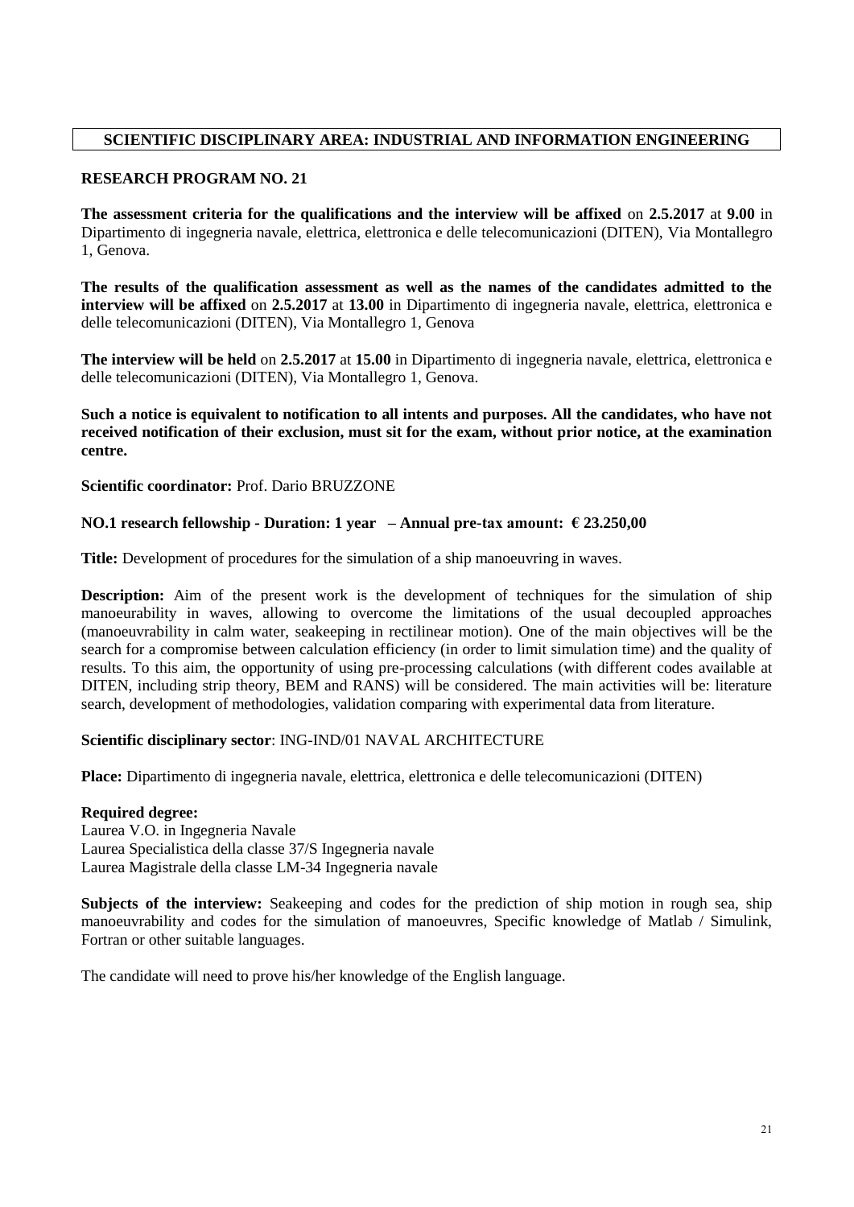## SCIENTIFIC DISCIPLINARY AREA: INDUSTRIAL AND INFORMATION ENGINEERING

### RESEARCH PROGRAM NO. 21

**The assessment criteria for the qualifications and the interview will be affixed** on **2.5.2017** at **9.00** in Dipartimento di ingegneria navale, elettrica, elettronica e delle telecomunicazioni (DITEN), Via Montallegro 1, Genova.

**The results of the qualification assessment as well as the names of the candidates admitted to the interview will be affixed** on **2.5.2017** at **13.00** in Dipartimento di ingegneria navale, elettrica, elettronica e delle telecomunicazioni (DITEN), Via Montallegro 1, Genova

**The interview will be held** on **2.5.2017** at **15.00** in Dipartimento di ingegneria navale, elettrica, elettronica e delle telecomunicazioni (DITEN), Via Montallegro 1, Genova.

**Such a notice is equivalent to notification to all intents and purposes. All the candidates, who have not received notification of their exclusion, must sit for the exam, without prior notice, at the examination centre.**

**Scientific coordinator:** Prof. Dario BRUZZONE

**NO.1 research fellowship - Duration: 1 year – Annual pre-tax amount: € 23.250,00**

**Title:** Development of procedures for the simulation of a ship manoeuvring in waves.

**Description:** Aim of the present work is the development of techniques for the simulation of ship manoeurability in waves, allowing to overcome the limitations of the usual decoupled approaches (manoeuvrability in calm water, seakeeping in rectilinear motion). One of the main objectives will be the search for a compromise between calculation efficiency (in order to limit simulation time) and the quality of results. To this aim, the opportunity of using pre-processing calculations (with different codes available at DITEN, including strip theory, BEM and RANS) will be considered. The main activities will be: literature search, development of methodologies, validation comparing with experimental data from literature.

**Scientific disciplinary sector**: ING-IND/01 NAVAL ARCHITECTURE

**Place:** Dipartimento di ingegneria navale, elettrica, elettronica e delle telecomunicazioni (DITEN)

**Required degree:**
Laurea V.O. in Ingegneria Navale
Laurea Specialistica della classe 37/S Ingegneria navale
Laurea Magistrale della classe LM-34 Ingegneria navale

**Subjects of the interview:** Seakeeping and codes for the prediction of ship motion in rough sea, ship manoeuvrability and codes for the simulation of manoeuvres, Specific knowledge of Matlab / Simulink, Fortran or other suitable languages.

The candidate will need to prove his/her knowledge of the English language.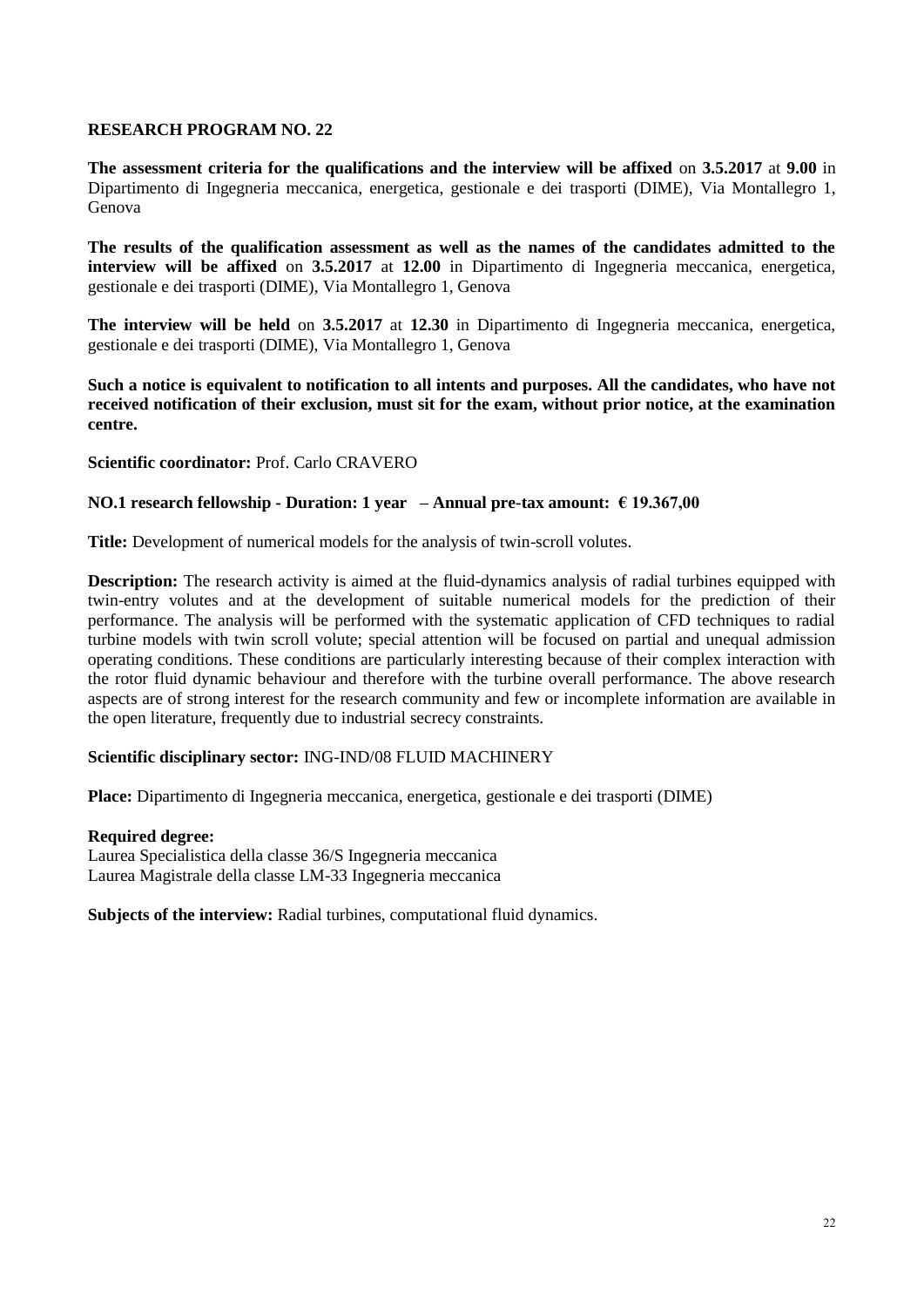## RESEARCH PROGRAM NO. 22

**The assessment criteria for the qualifications and the interview will be affixed** on **3.5.2017** at **9.00** in Dipartimento di Ingegneria meccanica, energetica, gestionale e dei trasporti (DIME), Via Montallegro 1, Genova

**The results of the qualification assessment as well as the names of the candidates admitted to the interview will be affixed** on **3.5.2017** at **12.00** in Dipartimento di Ingegneria meccanica, energetica, gestionale e dei trasporti (DIME), Via Montallegro 1, Genova

**The interview will be held** on **3.5.2017** at **12.30** in Dipartimento di Ingegneria meccanica, energetica, gestionale e dei trasporti (DIME), Via Montallegro 1, Genova

**Such a notice is equivalent to notification to all intents and purposes. All the candidates, who have not received notification of their exclusion, must sit for the exam, without prior notice, at the examination centre.**

**Scientific coordinator:** Prof. Carlo CRAVERO

**NO.1 research fellowship - Duration: 1 year – Annual pre-tax amount: € 19.367,00**

**Title:** Development of numerical models for the analysis of twin-scroll volutes.

**Description:** The research activity is aimed at the fluid-dynamics analysis of radial turbines equipped with twin-entry volutes and at the development of suitable numerical models for the prediction of their performance. The analysis will be performed with the systematic application of CFD techniques to radial turbine models with twin scroll volute; special attention will be focused on partial and unequal admission operating conditions. These conditions are particularly interesting because of their complex interaction with the rotor fluid dynamic behaviour and therefore with the turbine overall performance. The above research aspects are of strong interest for the research community and few or incomplete information are available in the open literature, frequently due to industrial secrecy constraints.

**Scientific disciplinary sector:** ING-IND/08 FLUID MACHINERY

**Place:** Dipartimento di Ingegneria meccanica, energetica, gestionale e dei trasporti (DIME)

**Required degree:**
Laurea Specialistica della classe 36/S Ingegneria meccanica
Laurea Magistrale della classe LM-33 Ingegneria meccanica

**Subjects of the interview:** Radial turbines, computational fluid dynamics.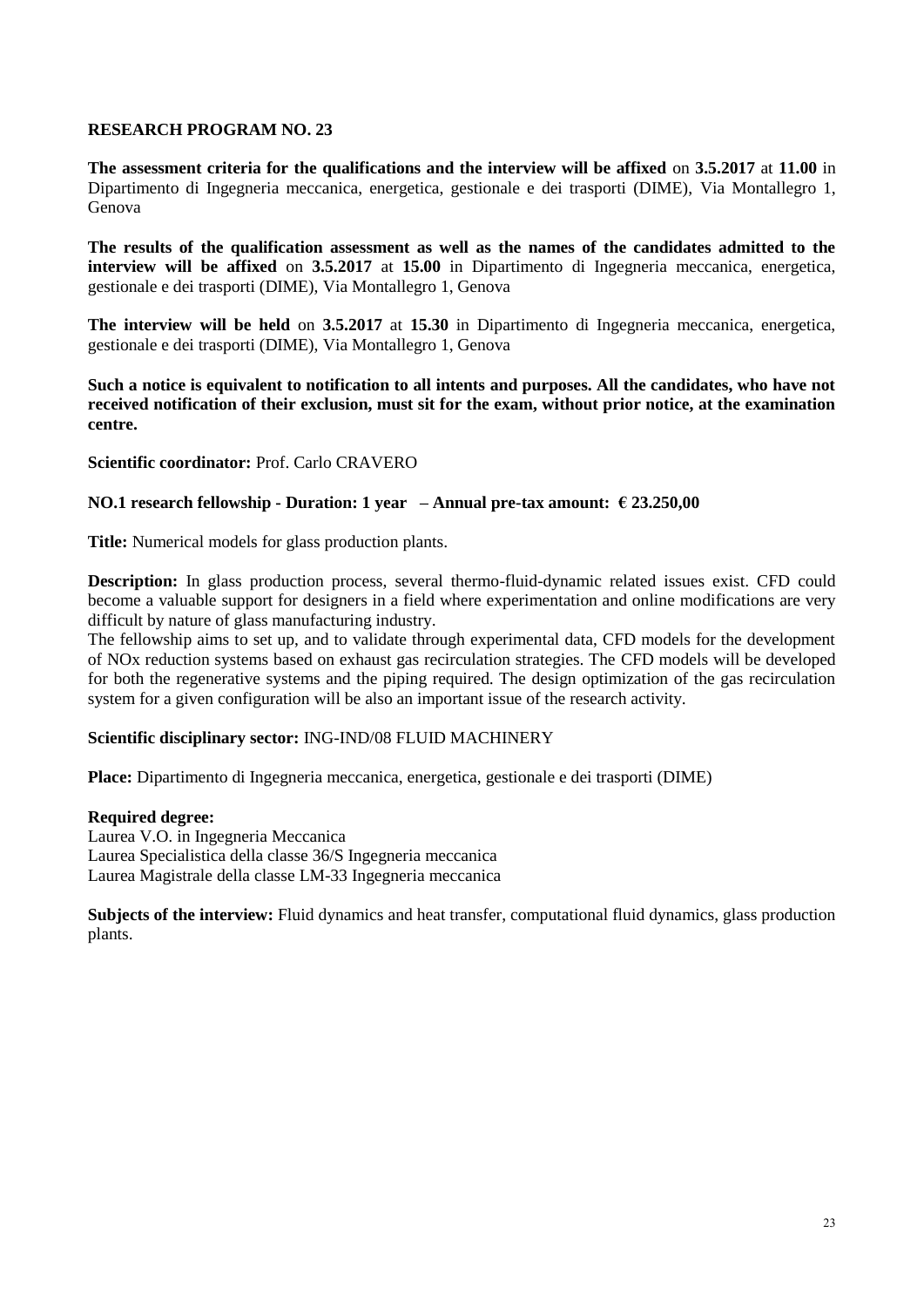**RESEARCH PROGRAM NO. 23**

**The assessment criteria for the qualifications and the interview will be affixed** on **3.5.2017** at **11.00** in Dipartimento di Ingegneria meccanica, energetica, gestionale e dei trasporti (DIME), Via Montallegro 1, Genova

**The results of the qualification assessment as well as the names of the candidates admitted to the interview will be affixed** on **3.5.2017** at **15.00** in Dipartimento di Ingegneria meccanica, energetica, gestionale e dei trasporti (DIME), Via Montallegro 1, Genova

**The interview will be held** on **3.5.2017** at **15.30** in Dipartimento di Ingegneria meccanica, energetica, gestionale e dei trasporti (DIME), Via Montallegro 1, Genova

**Such a notice is equivalent to notification to all intents and purposes. All the candidates, who have not received notification of their exclusion, must sit for the exam, without prior notice, at the examination centre.**

**Scientific coordinator:** Prof. Carlo CRAVERO

**NO.1 research fellowship - Duration: 1 year – Annual pre-tax amount: € 23.250,00**

**Title:** Numerical models for glass production plants.

**Description:** In glass production process, several thermo-fluid-dynamic related issues exist. CFD could become a valuable support for designers in a field where experimentation and online modifications are very difficult by nature of glass manufacturing industry.
The fellowship aims to set up, and to validate through experimental data, CFD models for the development of NOx reduction systems based on exhaust gas recirculation strategies. The CFD models will be developed for both the regenerative systems and the piping required. The design optimization of the gas recirculation system for a given configuration will be also an important issue of the research activity.

**Scientific disciplinary sector:** ING-IND/08 FLUID MACHINERY

**Place:** Dipartimento di Ingegneria meccanica, energetica, gestionale e dei trasporti (DIME)

**Required degree:**
Laurea V.O. in Ingegneria Meccanica
Laurea Specialistica della classe 36/S Ingegneria meccanica
Laurea Magistrale della classe LM-33 Ingegneria meccanica

**Subjects of the interview:** Fluid dynamics and heat transfer, computational fluid dynamics, glass production plants.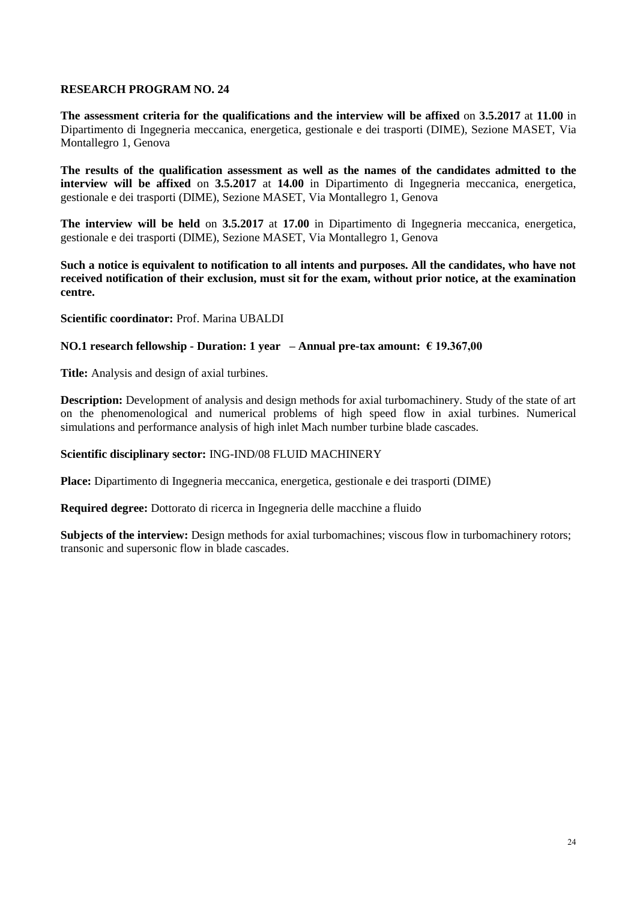## RESEARCH PROGRAM NO. 24

**The assessment criteria for the qualifications and the interview will be affixed** on **3.5.2017** at **11.00** in Dipartimento di Ingegneria meccanica, energetica, gestionale e dei trasporti (DIME), Sezione MASET, Via Montallegro 1, Genova

**The results of the qualification assessment as well as the names of the candidates admitted to the interview will be affixed** on **3.5.2017** at **14.00** in Dipartimento di Ingegneria meccanica, energetica, gestionale e dei trasporti (DIME), Sezione MASET, Via Montallegro 1, Genova

**The interview will be held** on **3.5.2017** at **17.00** in Dipartimento di Ingegneria meccanica, energetica, gestionale e dei trasporti (DIME), Sezione MASET, Via Montallegro 1, Genova

**Such a notice is equivalent to notification to all intents and purposes. All the candidates, who have not received notification of their exclusion, must sit for the exam, without prior notice, at the examination centre.**

**Scientific coordinator:** Prof. Marina UBALDI

**NO.1 research fellowship - Duration: 1 year – Annual pre-tax amount: € 19.367,00**

**Title:** Analysis and design of axial turbines.

**Description:** Development of analysis and design methods for axial turbomachinery. Study of the state of art on the phenomenological and numerical problems of high speed flow in axial turbines. Numerical simulations and performance analysis of high inlet Mach number turbine blade cascades.

**Scientific disciplinary sector:** ING-IND/08 FLUID MACHINERY

**Place:** Dipartimento di Ingegneria meccanica, energetica, gestionale e dei trasporti (DIME)

**Required degree:** Dottorato di ricerca in Ingegneria delle macchine a fluido

**Subjects of the interview:** Design methods for axial turbomachines; viscous flow in turbomachinery rotors; transonic and supersonic flow in blade cascades.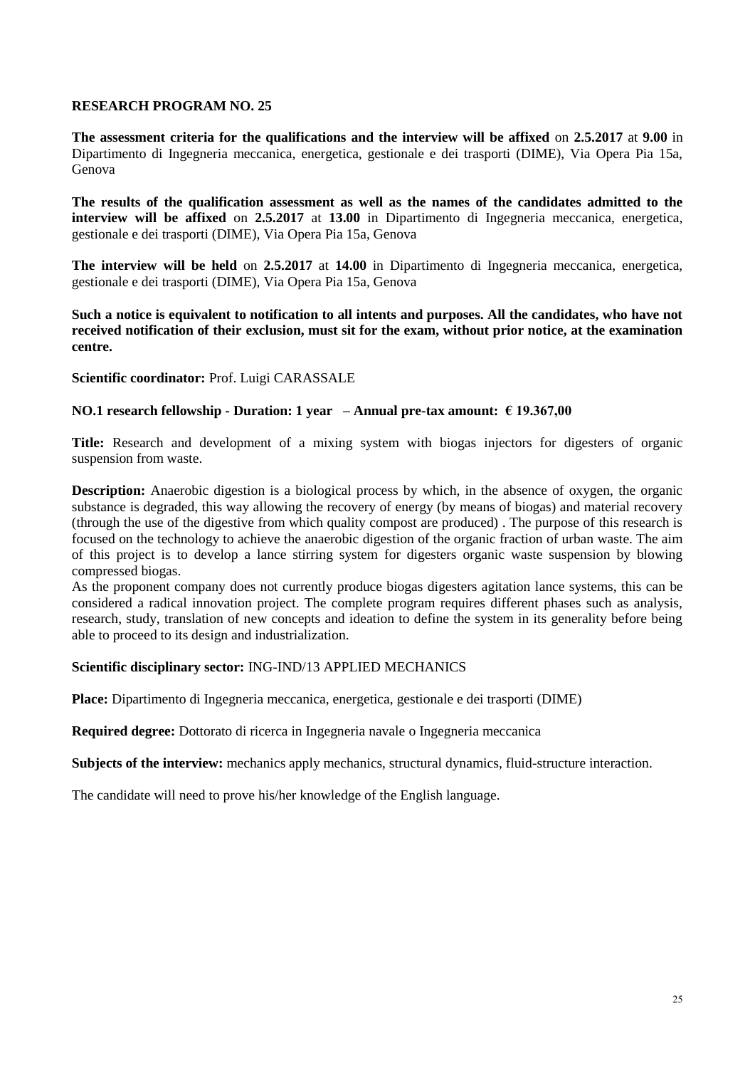## RESEARCH PROGRAM NO. 25

**The assessment criteria for the qualifications and the interview will be affixed** on **2.5.2017** at **9.00** in Dipartimento di Ingegneria meccanica, energetica, gestionale e dei trasporti (DIME), Via Opera Pia 15a, Genova

**The results of the qualification assessment as well as the names of the candidates admitted to the interview will be affixed** on **2.5.2017** at **13.00** in Dipartimento di Ingegneria meccanica, energetica, gestionale e dei trasporti (DIME), Via Opera Pia 15a, Genova

**The interview will be held** on **2.5.2017** at **14.00** in Dipartimento di Ingegneria meccanica, energetica, gestionale e dei trasporti (DIME), Via Opera Pia 15a, Genova

**Such a notice is equivalent to notification to all intents and purposes. All the candidates, who have not received notification of their exclusion, must sit for the exam, without prior notice, at the examination centre.**

**Scientific coordinator:** Prof. Luigi CARASSALE

**NO.1 research fellowship - Duration: 1 year – Annual pre-tax amount: € 19.367,00**

**Title:** Research and development of a mixing system with biogas injectors for digesters of organic suspension from waste.

**Description:** Anaerobic digestion is a biological process by which, in the absence of oxygen, the organic substance is degraded, this way allowing the recovery of energy (by means of biogas) and material recovery (through the use of the digestive from which quality compost are produced) . The purpose of this research is focused on the technology to achieve the anaerobic digestion of the organic fraction of urban waste. The aim of this project is to develop a lance stirring system for digesters organic waste suspension by blowing compressed biogas.
As the proponent company does not currently produce biogas digesters agitation lance systems, this can be considered a radical innovation project. The complete program requires different phases such as analysis, research, study, translation of new concepts and ideation to define the system in its generality before being able to proceed to its design and industrialization.

**Scientific disciplinary sector:** ING-IND/13 APPLIED MECHANICS

**Place:** Dipartimento di Ingegneria meccanica, energetica, gestionale e dei trasporti (DIME)

**Required degree:** Dottorato di ricerca in Ingegneria navale o Ingegneria meccanica

**Subjects of the interview:** mechanics apply mechanics, structural dynamics, fluid-structure interaction.

The candidate will need to prove his/her knowledge of the English language.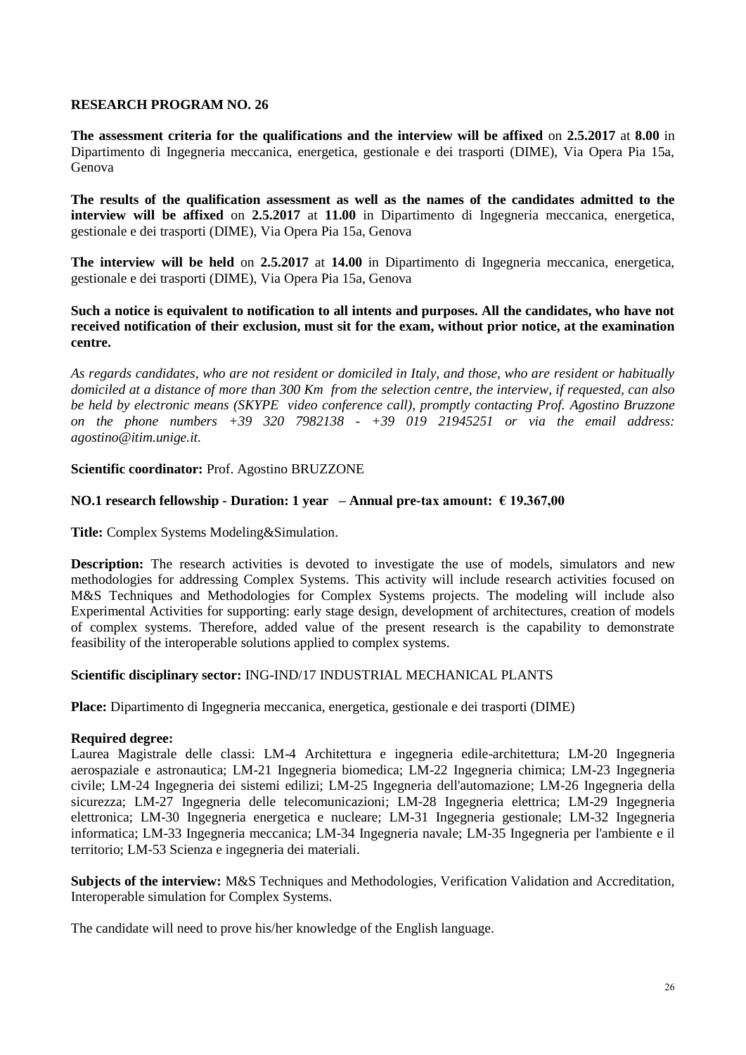## RESEARCH PROGRAM NO. 26

**The assessment criteria for the qualifications and the interview will be affixed** on **2.5.2017** at **8.00** in Dipartimento di Ingegneria meccanica, energetica, gestionale e dei trasporti (DIME), Via Opera Pia 15a, Genova

**The results of the qualification assessment as well as the names of the candidates admitted to the interview will be affixed** on **2.5.2017** at **11.00** in Dipartimento di Ingegneria meccanica, energetica, gestionale e dei trasporti (DIME), Via Opera Pia 15a, Genova

**The interview will be held** on **2.5.2017** at **14.00** in Dipartimento di Ingegneria meccanica, energetica, gestionale e dei trasporti (DIME), Via Opera Pia 15a, Genova

**Such a notice is equivalent to notification to all intents and purposes. All the candidates, who have not received notification of their exclusion, must sit for the exam, without prior notice, at the examination centre.**

*As regards candidates, who are not resident or domiciled in Italy, and those, who are resident or habitually domiciled at a distance of more than 300 Km from the selection centre, the interview, if requested, can also be held by electronic means (SKYPE video conference call), promptly contacting Prof. Agostino Bruzzone on the phone numbers +39 320 7982138 - +39 019 21945251 or via the email address: agostino@itim.unige.it.*

**Scientific coordinator:** Prof. Agostino BRUZZONE

**NO.1 research fellowship - Duration: 1 year – Annual pre-tax amount: € 19.367,00**

**Title:** Complex Systems Modeling&Simulation.

**Description:** The research activities is devoted to investigate the use of models, simulators and new methodologies for addressing Complex Systems. This activity will include research activities focused on M&S Techniques and Methodologies for Complex Systems projects. The modeling will include also Experimental Activities for supporting: early stage design, development of architectures, creation of models of complex systems. Therefore, added value of the present research is the capability to demonstrate feasibility of the interoperable solutions applied to complex systems.

**Scientific disciplinary sector:** ING-IND/17 INDUSTRIAL MECHANICAL PLANTS

**Place:** Dipartimento di Ingegneria meccanica, energetica, gestionale e dei trasporti (DIME)

**Required degree:**
Laurea Magistrale delle classi: LM-4 Architettura e ingegneria edile-architettura; LM-20 Ingegneria aerospaziale e astronautica; LM-21 Ingegneria biomedica; LM-22 Ingegneria chimica; LM-23 Ingegneria civile; LM-24 Ingegneria dei sistemi edilizi; LM-25 Ingegneria dell'automazione; LM-26 Ingegneria della sicurezza; LM-27 Ingegneria delle telecomunicazioni; LM-28 Ingegneria elettrica; LM-29 Ingegneria elettronica; LM-30 Ingegneria energetica e nucleare; LM-31 Ingegneria gestionale; LM-32 Ingegneria informatica; LM-33 Ingegneria meccanica; LM-34 Ingegneria navale; LM-35 Ingegneria per l'ambiente e il territorio; LM-53 Scienza e ingegneria dei materiali.

**Subjects of the interview:** M&S Techniques and Methodologies, Verification Validation and Accreditation, Interoperable simulation for Complex Systems.

The candidate will need to prove his/her knowledge of the English language.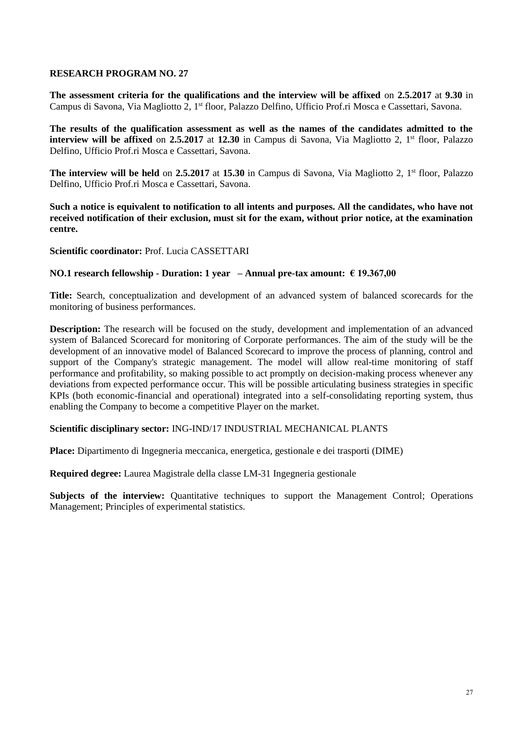**RESEARCH PROGRAM NO. 27**

**The assessment criteria for the qualifications and the interview will be affixed** on **2.5.2017** at **9.30** in Campus di Savona, Via Magliotto 2, 1st floor, Palazzo Delfino, Ufficio Prof.ri Mosca e Cassettari, Savona.

**The results of the qualification assessment as well as the names of the candidates admitted to the interview will be affixed** on **2.5.2017** at **12.30** in Campus di Savona, Via Magliotto 2, 1st floor, Palazzo Delfino, Ufficio Prof.ri Mosca e Cassettari, Savona.

**The interview will be held** on **2.5.2017** at **15.30** in Campus di Savona, Via Magliotto 2, 1st floor, Palazzo Delfino, Ufficio Prof.ri Mosca e Cassettari, Savona.

**Such a notice is equivalent to notification to all intents and purposes. All the candidates, who have not received notification of their exclusion, must sit for the exam, without prior notice, at the examination centre.**

**Scientific coordinator:** Prof. Lucia CASSETTARI

**NO.1 research fellowship - Duration: 1 year – Annual pre-tax amount: € 19.367,00**

**Title:** Search, conceptualization and development of an advanced system of balanced scorecards for the monitoring of business performances.

**Description:** The research will be focused on the study, development and implementation of an advanced system of Balanced Scorecard for monitoring of Corporate performances. The aim of the study will be the development of an innovative model of Balanced Scorecard to improve the process of planning, control and support of the Company's strategic management. The model will allow real-time monitoring of staff performance and profitability, so making possible to act promptly on decision-making process whenever any deviations from expected performance occur. This will be possible articulating business strategies in specific KPIs (both economic-financial and operational) integrated into a self-consolidating reporting system, thus enabling the Company to become a competitive Player on the market.

**Scientific disciplinary sector:** ING-IND/17 INDUSTRIAL MECHANICAL PLANTS

**Place:** Dipartimento di Ingegneria meccanica, energetica, gestionale e dei trasporti (DIME)

**Required degree:** Laurea Magistrale della classe LM-31 Ingegneria gestionale

**Subjects of the interview:** Quantitative techniques to support the Management Control; Operations Management; Principles of experimental statistics.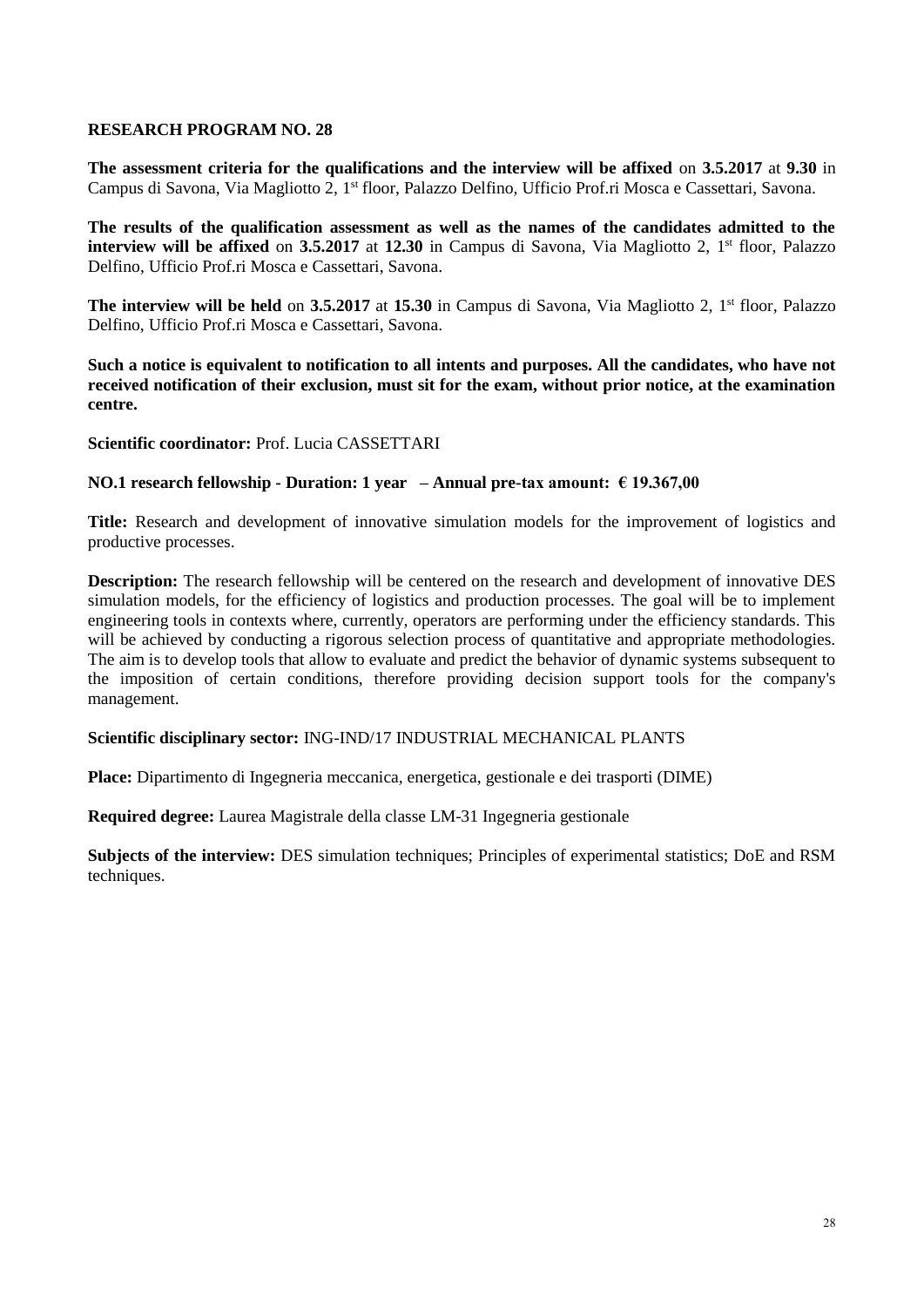## RESEARCH PROGRAM NO. 28

**The assessment criteria for the qualifications and the interview will be affixed** on **3.5.2017** at **9.30** in Campus di Savona, Via Magliotto 2, 1st floor, Palazzo Delfino, Ufficio Prof.ri Mosca e Cassettari, Savona.

**The results of the qualification assessment as well as the names of the candidates admitted to the interview will be affixed** on **3.5.2017** at **12.30** in Campus di Savona, Via Magliotto 2, 1st floor, Palazzo Delfino, Ufficio Prof.ri Mosca e Cassettari, Savona.

**The interview will be held** on **3.5.2017** at **15.30** in Campus di Savona, Via Magliotto 2, 1st floor, Palazzo Delfino, Ufficio Prof.ri Mosca e Cassettari, Savona.

**Such a notice is equivalent to notification to all intents and purposes. All the candidates, who have not received notification of their exclusion, must sit for the exam, without prior notice, at the examination centre.**

**Scientific coordinator:** Prof. Lucia CASSETTARI

**NO.1 research fellowship - Duration: 1 year – Annual pre-tax amount: € 19.367,00**

**Title:** Research and development of innovative simulation models for the improvement of logistics and productive processes.

**Description:** The research fellowship will be centered on the research and development of innovative DES simulation models, for the efficiency of logistics and production processes. The goal will be to implement engineering tools in contexts where, currently, operators are performing under the efficiency standards. This will be achieved by conducting a rigorous selection process of quantitative and appropriate methodologies. The aim is to develop tools that allow to evaluate and predict the behavior of dynamic systems subsequent to the imposition of certain conditions, therefore providing decision support tools for the company's management.

**Scientific disciplinary sector:** ING-IND/17 INDUSTRIAL MECHANICAL PLANTS

**Place:** Dipartimento di Ingegneria meccanica, energetica, gestionale e dei trasporti (DIME)

**Required degree:** Laurea Magistrale della classe LM-31 Ingegneria gestionale

**Subjects of the interview:** DES simulation techniques; Principles of experimental statistics; DoE and RSM techniques.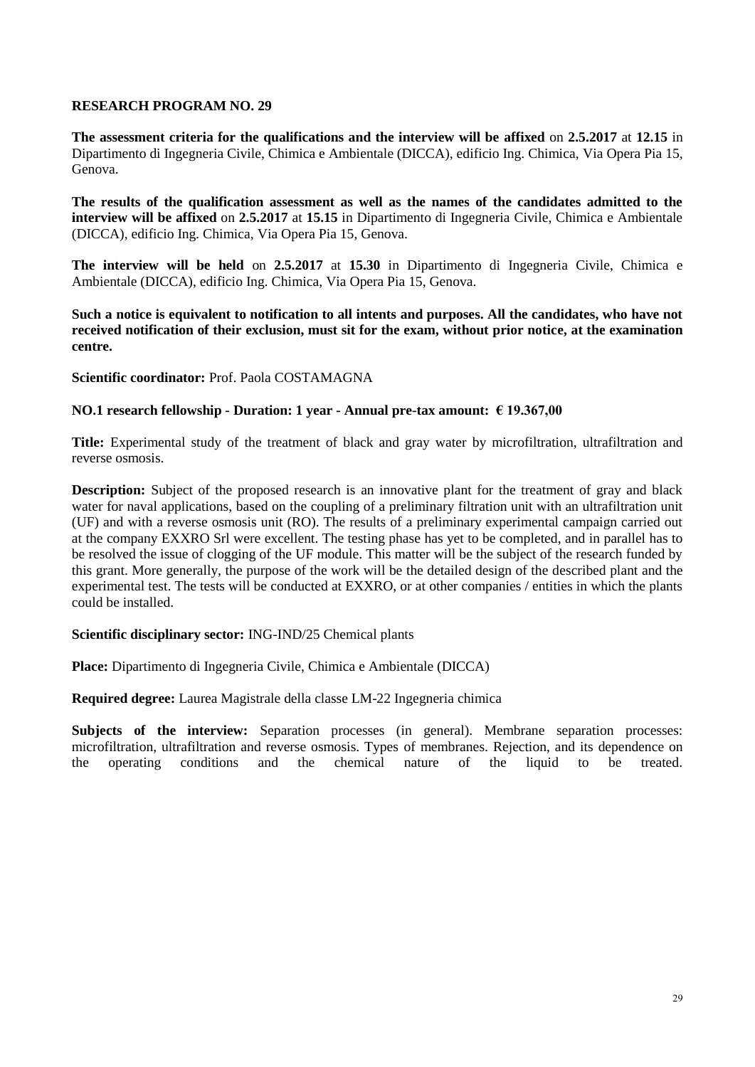## RESEARCH PROGRAM NO. 29

**The assessment criteria for the qualifications and the interview will be affixed** on **2.5.2017** at **12.15** in Dipartimento di Ingegneria Civile, Chimica e Ambientale (DICCA), edificio Ing. Chimica, Via Opera Pia 15, Genova.

**The results of the qualification assessment as well as the names of the candidates admitted to the interview will be affixed** on **2.5.2017** at **15.15** in Dipartimento di Ingegneria Civile, Chimica e Ambientale (DICCA), edificio Ing. Chimica, Via Opera Pia 15, Genova.

**The interview will be held** on **2.5.2017** at **15.30** in Dipartimento di Ingegneria Civile, Chimica e Ambientale (DICCA), edificio Ing. Chimica, Via Opera Pia 15, Genova.

**Such a notice is equivalent to notification to all intents and purposes. All the candidates, who have not received notification of their exclusion, must sit for the exam, without prior notice, at the examination centre.**

**Scientific coordinator:** Prof. Paola COSTAMAGNA

**NO.1 research fellowship - Duration: 1 year - Annual pre-tax amount: € 19.367,00**

**Title:** Experimental study of the treatment of black and gray water by microfiltration, ultrafiltration and reverse osmosis.

**Description:** Subject of the proposed research is an innovative plant for the treatment of gray and black water for naval applications, based on the coupling of a preliminary filtration unit with an ultrafiltration unit (UF) and with a reverse osmosis unit (RO). The results of a preliminary experimental campaign carried out at the company EXXRO Srl were excellent. The testing phase has yet to be completed, and in parallel has to be resolved the issue of clogging of the UF module. This matter will be the subject of the research funded by this grant. More generally, the purpose of the work will be the detailed design of the described plant and the experimental test. The tests will be conducted at EXXRO, or at other companies / entities in which the plants could be installed.

**Scientific disciplinary sector:** ING-IND/25 Chemical plants

**Place:** Dipartimento di Ingegneria Civile, Chimica e Ambientale (DICCA)

**Required degree:** Laurea Magistrale della classe LM-22 Ingegneria chimica

**Subjects of the interview:** Separation processes (in general). Membrane separation processes: microfiltration, ultrafiltration and reverse osmosis. Types of membranes. Rejection, and its dependence on the operating conditions and the chemical nature of the liquid to be treated.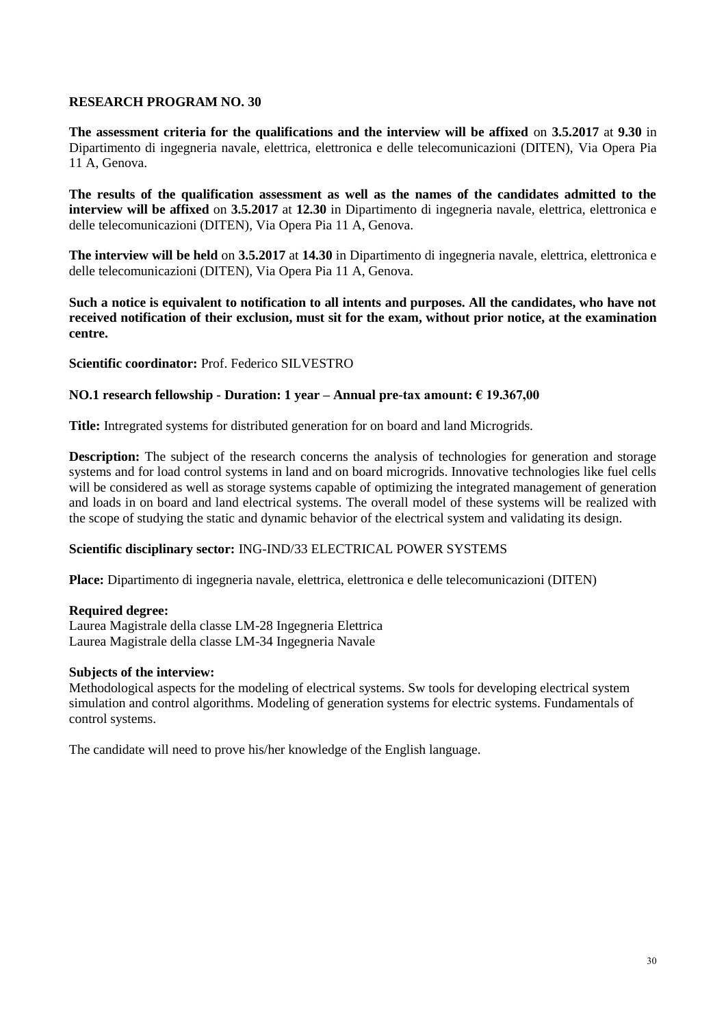**RESEARCH PROGRAM NO. 30**

**The assessment criteria for the qualifications and the interview will be affixed** on **3.5.2017** at **9.30** in Dipartimento di ingegneria navale, elettrica, elettronica e delle telecomunicazioni (DITEN), Via Opera Pia 11 A, Genova.

**The results of the qualification assessment as well as the names of the candidates admitted to the interview will be affixed** on **3.5.2017** at **12.30** in Dipartimento di ingegneria navale, elettrica, elettronica e delle telecomunicazioni (DITEN), Via Opera Pia 11 A, Genova.

**The interview will be held** on **3.5.2017** at **14.30** in Dipartimento di ingegneria navale, elettrica, elettronica e delle telecomunicazioni (DITEN), Via Opera Pia 11 A, Genova.

**Such a notice is equivalent to notification to all intents and purposes. All the candidates, who have not received notification of their exclusion, must sit for the exam, without prior notice, at the examination centre.**

**Scientific coordinator:** Prof. Federico SILVESTRO

**NO.1 research fellowship - Duration: 1 year – Annual pre-tax amount: € 19.367,00**

**Title:** Intregrated systems for distributed generation for on board and land Microgrids.

**Description:** The subject of the research concerns the analysis of technologies for generation and storage systems and for load control systems in land and on board microgrids. Innovative technologies like fuel cells will be considered as well as storage systems capable of optimizing the integrated management of generation and loads in on board and land electrical systems. The overall model of these systems will be realized with the scope of studying the static and dynamic behavior of the electrical system and validating its design.

**Scientific disciplinary sector:** ING-IND/33 ELECTRICAL POWER SYSTEMS

**Place:** Dipartimento di ingegneria navale, elettrica, elettronica e delle telecomunicazioni (DITEN)

**Required degree:**
Laurea Magistrale della classe LM-28 Ingegneria Elettrica
Laurea Magistrale della classe LM-34 Ingegneria Navale

**Subjects of the interview:**
Methodological aspects for the modeling of electrical systems. Sw tools for developing electrical system simulation and control algorithms. Modeling of generation systems for electric systems. Fundamentals of control systems.

The candidate will need to prove his/her knowledge of the English language.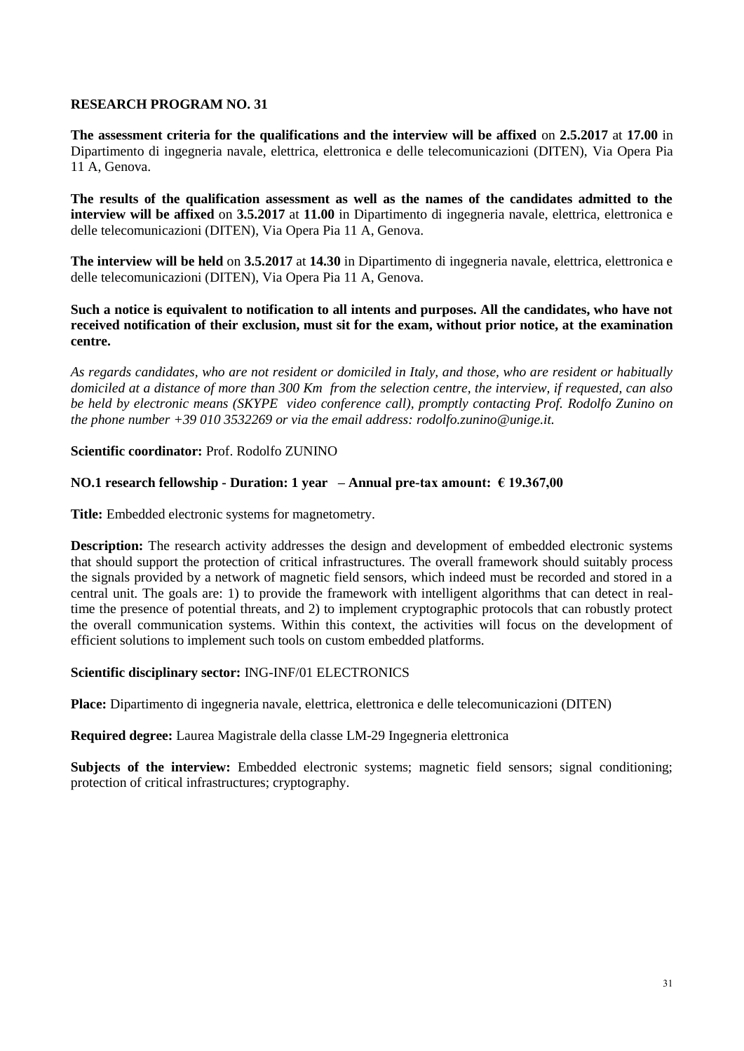**RESEARCH PROGRAM NO. 31**

**The assessment criteria for the qualifications and the interview will be affixed** on **2.5.2017** at **17.00** in Dipartimento di ingegneria navale, elettrica, elettronica e delle telecomunicazioni (DITEN), Via Opera Pia 11 A, Genova.

**The results of the qualification assessment as well as the names of the candidates admitted to the interview will be affixed** on **3.5.2017** at **11.00** in Dipartimento di ingegneria navale, elettrica, elettronica e delle telecomunicazioni (DITEN), Via Opera Pia 11 A, Genova.

**The interview will be held** on **3.5.2017** at **14.30** in Dipartimento di ingegneria navale, elettrica, elettronica e delle telecomunicazioni (DITEN), Via Opera Pia 11 A, Genova.

**Such a notice is equivalent to notification to all intents and purposes. All the candidates, who have not received notification of their exclusion, must sit for the exam, without prior notice, at the examination centre.**

*As regards candidates, who are not resident or domiciled in Italy, and those, who are resident or habitually domiciled at a distance of more than 300 Km from the selection centre, the interview, if requested, can also be held by electronic means (SKYPE video conference call), promptly contacting Prof. Rodolfo Zunino on the phone number +39 010 3532269 or via the email address: rodolfo.zunino@unige.it.*

**Scientific coordinator:** Prof. Rodolfo ZUNINO

**NO.1 research fellowship - Duration: 1 year – Annual pre-tax amount: € 19.367,00**

**Title:** Embedded electronic systems for magnetometry.

**Description:** The research activity addresses the design and development of embedded electronic systems that should support the protection of critical infrastructures. The overall framework should suitably process the signals provided by a network of magnetic field sensors, which indeed must be recorded and stored in a central unit. The goals are: 1) to provide the framework with intelligent algorithms that can detect in real-time the presence of potential threats, and 2) to implement cryptographic protocols that can robustly protect the overall communication systems. Within this context, the activities will focus on the development of efficient solutions to implement such tools on custom embedded platforms.

**Scientific disciplinary sector:** ING-INF/01 ELECTRONICS

**Place:** Dipartimento di ingegneria navale, elettrica, elettronica e delle telecomunicazioni (DITEN)

**Required degree:** Laurea Magistrale della classe LM-29 Ingegneria elettronica

**Subjects of the interview:** Embedded electronic systems; magnetic field sensors; signal conditioning; protection of critical infrastructures; cryptography.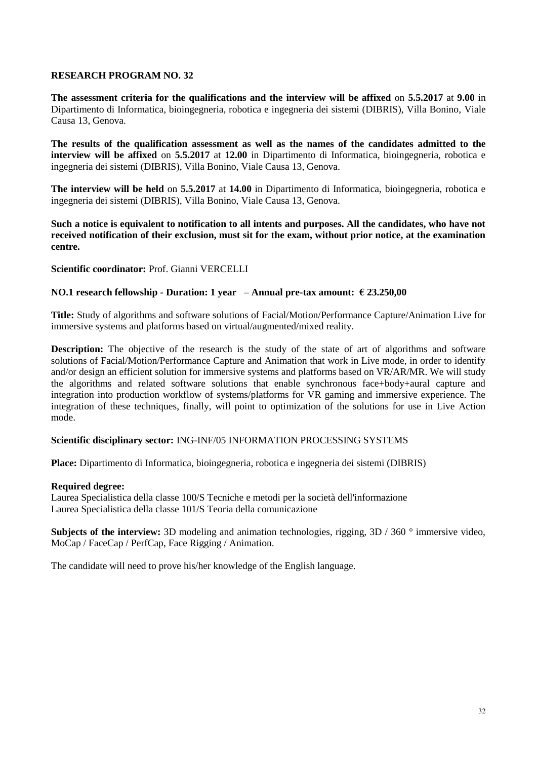## RESEARCH PROGRAM NO. 32

**The assessment criteria for the qualifications and the interview will be affixed** on **5.5.2017** at **9.00** in Dipartimento di Informatica, bioingegneria, robotica e ingegneria dei sistemi (DIBRIS), Villa Bonino, Viale Causa 13, Genova.

**The results of the qualification assessment as well as the names of the candidates admitted to the interview will be affixed** on **5.5.2017** at **12.00** in Dipartimento di Informatica, bioingegneria, robotica e ingegneria dei sistemi (DIBRIS), Villa Bonino, Viale Causa 13, Genova.

**The interview will be held** on **5.5.2017** at **14.00** in Dipartimento di Informatica, bioingegneria, robotica e ingegneria dei sistemi (DIBRIS), Villa Bonino, Viale Causa 13, Genova.

**Such a notice is equivalent to notification to all intents and purposes. All the candidates, who have not received notification of their exclusion, must sit for the exam, without prior notice, at the examination centre.**

**Scientific coordinator:** Prof. Gianni VERCELLI

**NO.1 research fellowship - Duration: 1 year – Annual pre-tax amount: € 23.250,00**

**Title:** Study of algorithms and software solutions of Facial/Motion/Performance Capture/Animation Live for immersive systems and platforms based on virtual/augmented/mixed reality.

**Description:** The objective of the research is the study of the state of art of algorithms and software solutions of Facial/Motion/Performance Capture and Animation that work in Live mode, in order to identify and/or design an efficient solution for immersive systems and platforms based on VR/AR/MR. We will study the algorithms and related software solutions that enable synchronous face+body+aural capture and integration into production workflow of systems/platforms for VR gaming and immersive experience. The integration of these techniques, finally, will point to optimization of the solutions for use in Live Action mode.

**Scientific disciplinary sector:** ING-INF/05 INFORMATION PROCESSING SYSTEMS

**Place:** Dipartimento di Informatica, bioingegneria, robotica e ingegneria dei sistemi (DIBRIS)

**Required degree:**
Laurea Specialistica della classe 100/S Tecniche e metodi per la società dell'informazione
Laurea Specialistica della classe 101/S Teoria della comunicazione

**Subjects of the interview:** 3D modeling and animation technologies, rigging, 3D / 360 ° immersive video, MoCap / FaceCap / PerfCap, Face Rigging / Animation.

The candidate will need to prove his/her knowledge of the English language.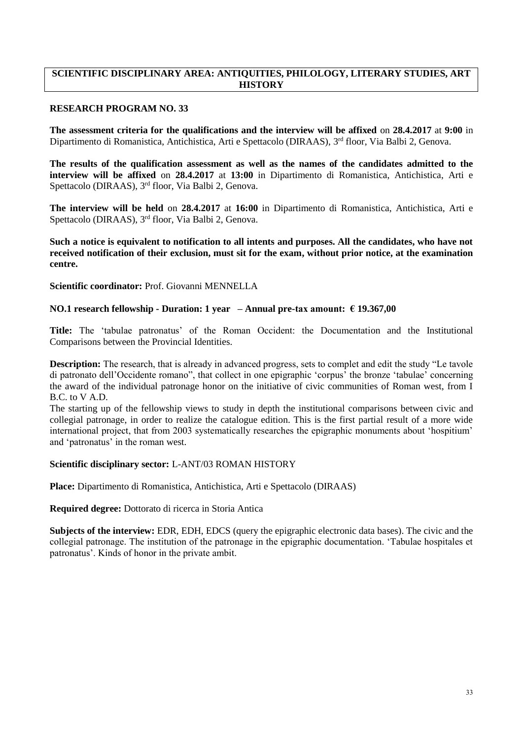## SCIENTIFIC DISCIPLINARY AREA: ANTIQUITIES, PHILOLOGY, LITERARY STUDIES, ART HISTORY

### RESEARCH PROGRAM NO. 33

**The assessment criteria for the qualifications and the interview will be affixed** on **28.4.2017** at **9:00** in Dipartimento di Romanistica, Antichistica, Arti e Spettacolo (DIRAAS), 3rd floor, Via Balbi 2, Genova.

**The results of the qualification assessment as well as the names of the candidates admitted to the interview will be affixed** on **28.4.2017** at **13:00** in Dipartimento di Romanistica, Antichistica, Arti e Spettacolo (DIRAAS), 3rd floor, Via Balbi 2, Genova.

**The interview will be held** on **28.4.2017** at **16:00** in Dipartimento di Romanistica, Antichistica, Arti e Spettacolo (DIRAAS), 3rd floor, Via Balbi 2, Genova.

**Such a notice is equivalent to notification to all intents and purposes. All the candidates, who have not received notification of their exclusion, must sit for the exam, without prior notice, at the examination centre.**

**Scientific coordinator:** Prof. Giovanni MENNELLA

**NO.1 research fellowship - Duration: 1 year – Annual pre-tax amount: € 19.367,00**

**Title:** The 'tabulae patronatus' of the Roman Occident: the Documentation and the Institutional Comparisons between the Provincial Identities.

**Description:** The research, that is already in advanced progress, sets to complet and edit the study "Le tavole di patronato dell'Occidente romano", that collect in one epigraphic 'corpus' the bronze 'tabulae' concerning the award of the individual patronage honor on the initiative of civic communities of Roman west, from I B.C. to V A.D.

The starting up of the fellowship views to study in depth the institutional comparisons between civic and collegial patronage, in order to realize the catalogue edition. This is the first partial result of a more wide international project, that from 2003 systematically researches the epigraphic monuments about 'hospitium' and 'patronatus' in the roman west.

**Scientific disciplinary sector:** L-ANT/03 ROMAN HISTORY

**Place:** Dipartimento di Romanistica, Antichistica, Arti e Spettacolo (DIRAAS)

**Required degree:** Dottorato di ricerca in Storia Antica

**Subjects of the interview:** EDR, EDH, EDCS (query the epigraphic electronic data bases). The civic and the collegial patronage. The institution of the patronage in the epigraphic documentation. 'Tabulae hospitales et patronatus'. Kinds of honor in the private ambit.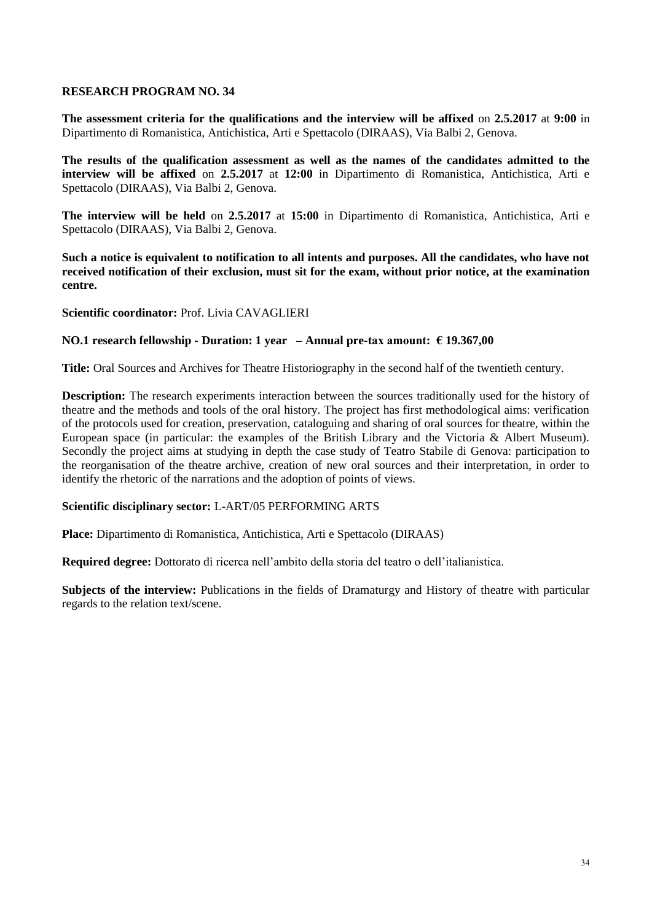## RESEARCH PROGRAM NO. 34

**The assessment criteria for the qualifications and the interview will be affixed** on **2.5.2017** at **9:00** in Dipartimento di Romanistica, Antichistica, Arti e Spettacolo (DIRAAS), Via Balbi 2, Genova.

**The results of the qualification assessment as well as the names of the candidates admitted to the interview will be affixed** on **2.5.2017** at **12:00** in Dipartimento di Romanistica, Antichistica, Arti e Spettacolo (DIRAAS), Via Balbi 2, Genova.

**The interview will be held** on **2.5.2017** at **15:00** in Dipartimento di Romanistica, Antichistica, Arti e Spettacolo (DIRAAS), Via Balbi 2, Genova.

**Such a notice is equivalent to notification to all intents and purposes. All the candidates, who have not received notification of their exclusion, must sit for the exam, without prior notice, at the examination centre.**

**Scientific coordinator:** Prof. Livia CAVAGLIERI

**NO.1 research fellowship - Duration: 1 year – Annual pre-tax amount: € 19.367,00**

**Title:** Oral Sources and Archives for Theatre Historiography in the second half of the twentieth century.

**Description:** The research experiments interaction between the sources traditionally used for the history of theatre and the methods and tools of the oral history. The project has first methodological aims: verification of the protocols used for creation, preservation, cataloguing and sharing of oral sources for theatre, within the European space (in particular: the examples of the British Library and the Victoria & Albert Museum). Secondly the project aims at studying in depth the case study of Teatro Stabile di Genova: participation to the reorganisation of the theatre archive, creation of new oral sources and their interpretation, in order to identify the rhetoric of the narrations and the adoption of points of views.

**Scientific disciplinary sector:** L-ART/05 PERFORMING ARTS

**Place:** Dipartimento di Romanistica, Antichistica, Arti e Spettacolo (DIRAAS)

**Required degree:** Dottorato di ricerca nell'ambito della storia del teatro o dell'italianistica.

**Subjects of the interview:** Publications in the fields of Dramaturgy and History of theatre with particular regards to the relation text/scene.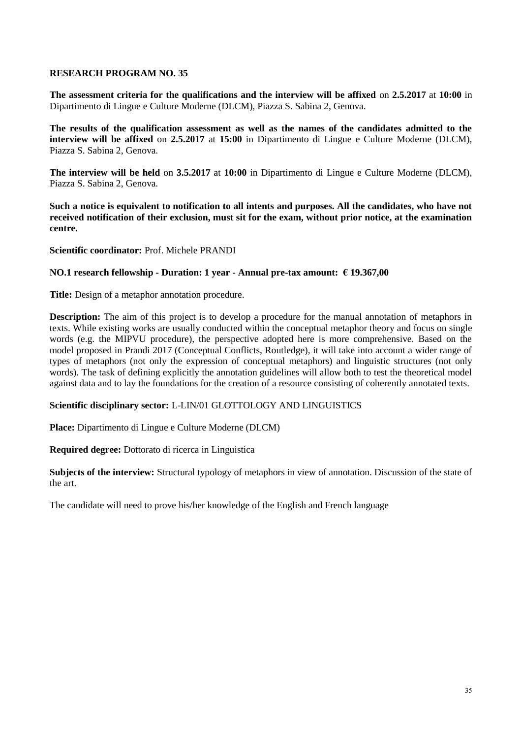## RESEARCH PROGRAM NO. 35

**The assessment criteria for the qualifications and the interview will be affixed** on **2.5.2017** at **10:00** in Dipartimento di Lingue e Culture Moderne (DLCM), Piazza S. Sabina 2, Genova.

**The results of the qualification assessment as well as the names of the candidates admitted to the interview will be affixed** on **2.5.2017** at **15:00** in Dipartimento di Lingue e Culture Moderne (DLCM), Piazza S. Sabina 2, Genova.

**The interview will be held** on **3.5.2017** at **10:00** in Dipartimento di Lingue e Culture Moderne (DLCM), Piazza S. Sabina 2, Genova.

**Such a notice is equivalent to notification to all intents and purposes. All the candidates, who have not received notification of their exclusion, must sit for the exam, without prior notice, at the examination centre.**

**Scientific coordinator:** Prof. Michele PRANDI

**NO.1 research fellowship - Duration: 1 year - Annual pre-tax amount: € 19.367,00**

**Title:** Design of a metaphor annotation procedure.

**Description:** The aim of this project is to develop a procedure for the manual annotation of metaphors in texts. While existing works are usually conducted within the conceptual metaphor theory and focus on single words (e.g. the MIPVU procedure), the perspective adopted here is more comprehensive. Based on the model proposed in Prandi 2017 (Conceptual Conflicts, Routledge), it will take into account a wider range of types of metaphors (not only the expression of conceptual metaphors) and linguistic structures (not only words). The task of defining explicitly the annotation guidelines will allow both to test the theoretical model against data and to lay the foundations for the creation of a resource consisting of coherently annotated texts.

**Scientific disciplinary sector:** L-LIN/01 GLOTTOLOGY AND LINGUISTICS

**Place:** Dipartimento di Lingue e Culture Moderne (DLCM)

**Required degree:** Dottorato di ricerca in Linguistica

**Subjects of the interview:** Structural typology of metaphors in view of annotation. Discussion of the state of the art.

The candidate will need to prove his/her knowledge of the English and French language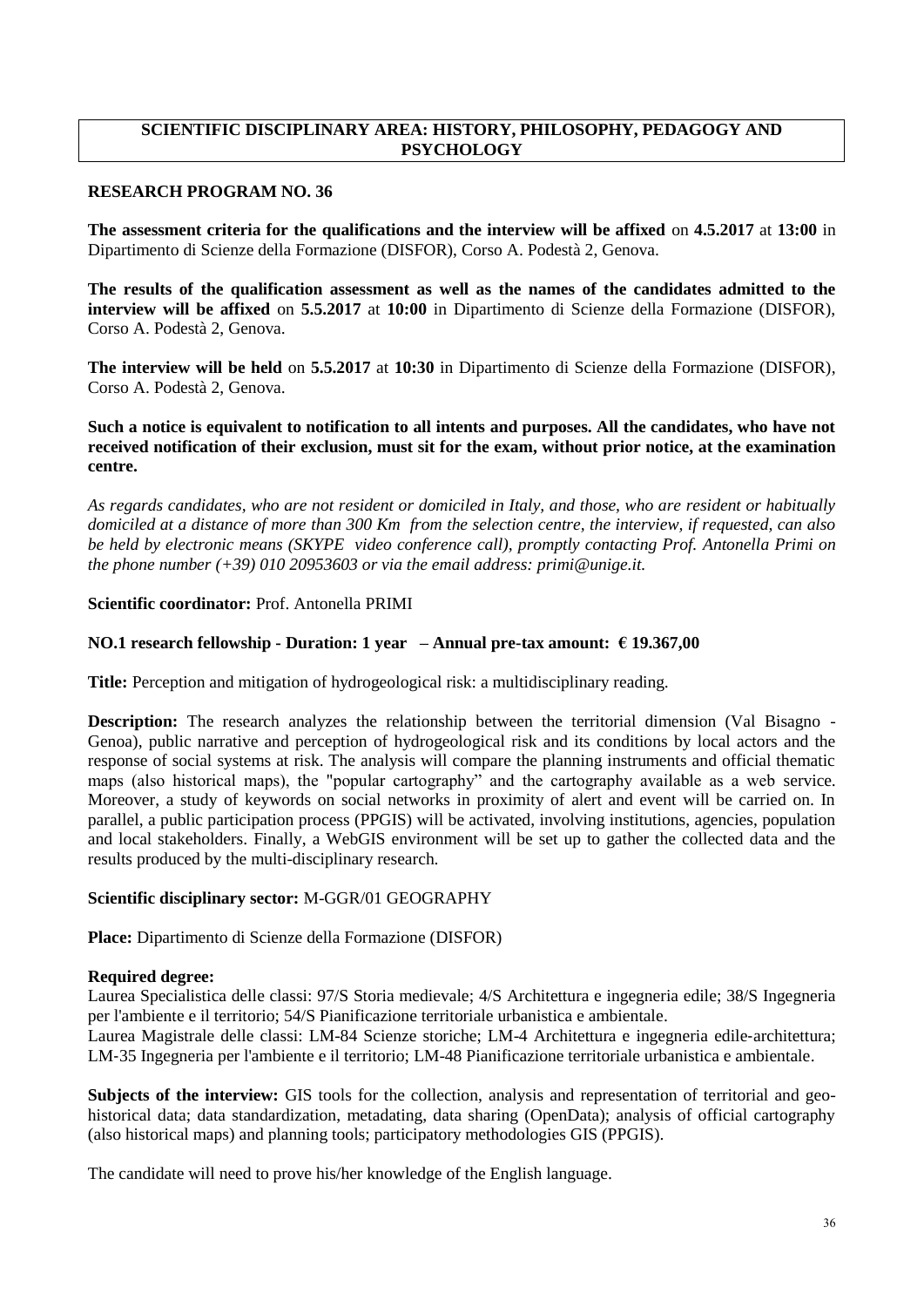## SCIENTIFIC DISCIPLINARY AREA: HISTORY, PHILOSOPHY, PEDAGOGY AND PSYCHOLOGY

### RESEARCH PROGRAM NO. 36

**The assessment criteria for the qualifications and the interview will be affixed** on **4.5.2017** at **13:00** in Dipartimento di Scienze della Formazione (DISFOR), Corso A. Podestà 2, Genova.

**The results of the qualification assessment as well as the names of the candidates admitted to the interview will be affixed** on **5.5.2017** at **10:00** in Dipartimento di Scienze della Formazione (DISFOR), Corso A. Podestà 2, Genova.

**The interview will be held** on **5.5.2017** at **10:30** in Dipartimento di Scienze della Formazione (DISFOR), Corso A. Podestà 2, Genova.

**Such a notice is equivalent to notification to all intents and purposes. All the candidates, who have not received notification of their exclusion, must sit for the exam, without prior notice, at the examination centre.**

*As regards candidates, who are not resident or domiciled in Italy, and those, who are resident or habitually domiciled at a distance of more than 300 Km from the selection centre, the interview, if requested, can also be held by electronic means (SKYPE video conference call), promptly contacting Prof. Antonella Primi on the phone number (+39) 010 20953603 or via the email address: primi@unige.it.*

**Scientific coordinator:** Prof. Antonella PRIMI

**NO.1 research fellowship - Duration: 1 year – Annual pre-tax amount: € 19.367,00**

**Title:** Perception and mitigation of hydrogeological risk: a multidisciplinary reading.

**Description:** The research analyzes the relationship between the territorial dimension (Val Bisagno - Genoa), public narrative and perception of hydrogeological risk and its conditions by local actors and the response of social systems at risk. The analysis will compare the planning instruments and official thematic maps (also historical maps), the "popular cartography" and the cartography available as a web service. Moreover, a study of keywords on social networks in proximity of alert and event will be carried on. In parallel, a public participation process (PPGIS) will be activated, involving institutions, agencies, population and local stakeholders. Finally, a WebGIS environment will be set up to gather the collected data and the results produced by the multi-disciplinary research.

**Scientific disciplinary sector:** M-GGR/01 GEOGRAPHY

**Place:** Dipartimento di Scienze della Formazione (DISFOR)

**Required degree:**
Laurea Specialistica delle classi: 97/S Storia medievale; 4/S Architettura e ingegneria edile; 38/S Ingegneria per l'ambiente e il territorio; 54/S Pianificazione territoriale urbanistica e ambientale.
Laurea Magistrale delle classi: LM-84 Scienze storiche; LM-4 Architettura e ingegneria edile-architettura; LM-35 Ingegneria per l'ambiente e il territorio; LM-48 Pianificazione territoriale urbanistica e ambientale.

**Subjects of the interview:** GIS tools for the collection, analysis and representation of territorial and geo-historical data; data standardization, metadating, data sharing (OpenData); analysis of official cartography (also historical maps) and planning tools; participatory methodologies GIS (PPGIS).

The candidate will need to prove his/her knowledge of the English language.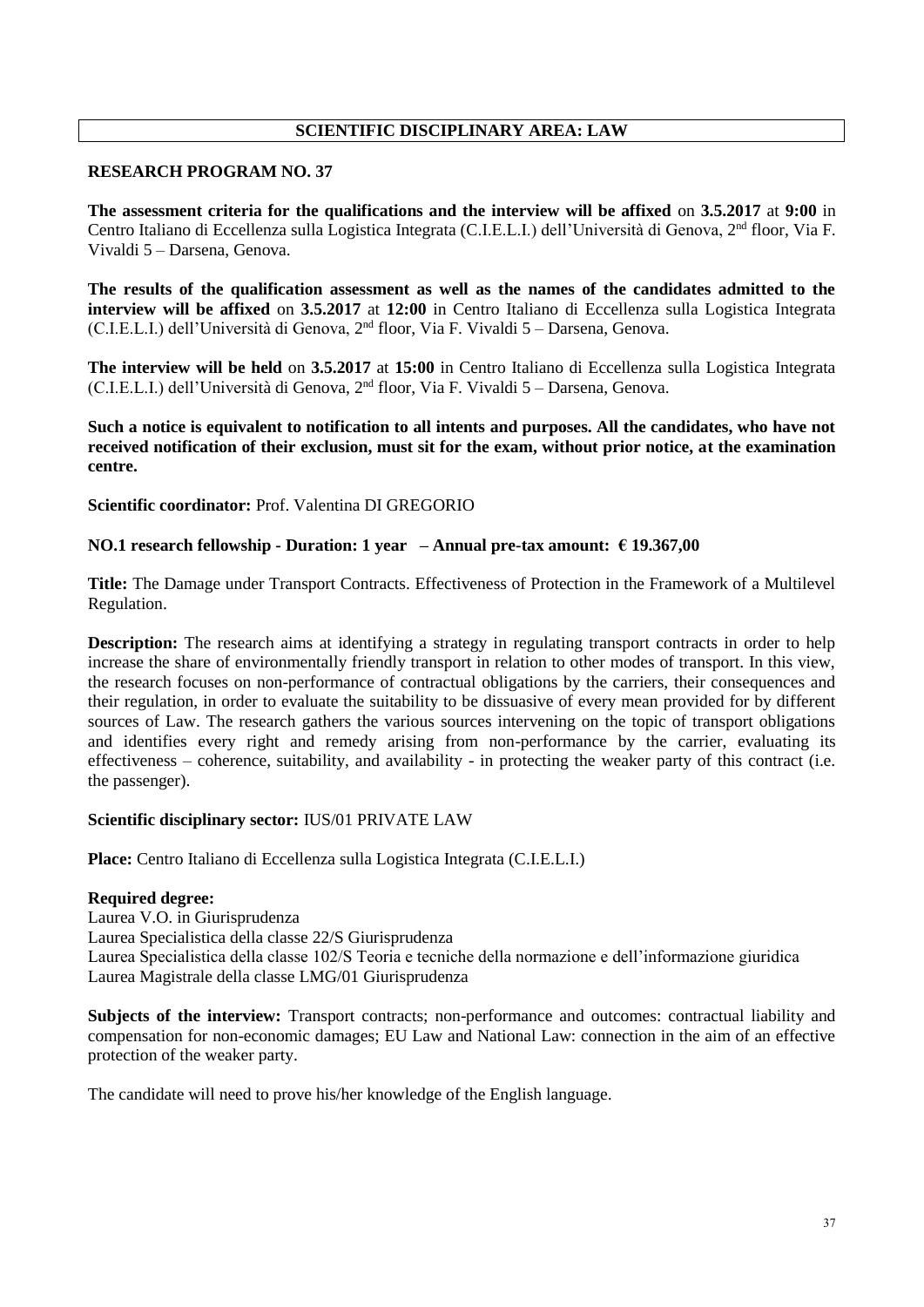## SCIENTIFIC DISCIPLINARY AREA: LAW

### RESEARCH PROGRAM NO. 37

**The assessment criteria for the qualifications and the interview will be affixed** on **3.5.2017** at **9:00** in Centro Italiano di Eccellenza sulla Logistica Integrata (C.I.E.L.I.) dell'Università di Genova, 2nd floor, Via F. Vivaldi 5 – Darsena, Genova.

**The results of the qualification assessment as well as the names of the candidates admitted to the interview will be affixed** on **3.5.2017** at **12:00** in Centro Italiano di Eccellenza sulla Logistica Integrata (C.I.E.L.I.) dell'Università di Genova, 2nd floor, Via F. Vivaldi 5 – Darsena, Genova.

**The interview will be held** on **3.5.2017** at **15:00** in Centro Italiano di Eccellenza sulla Logistica Integrata (C.I.E.L.I.) dell'Università di Genova, 2nd floor, Via F. Vivaldi 5 – Darsena, Genova.

**Such a notice is equivalent to notification to all intents and purposes. All the candidates, who have not received notification of their exclusion, must sit for the exam, without prior notice, at the examination centre.**

**Scientific coordinator:** Prof. Valentina DI GREGORIO

**NO.1 research fellowship - Duration: 1 year – Annual pre-tax amount: € 19.367,00**

**Title:** The Damage under Transport Contracts. Effectiveness of Protection in the Framework of a Multilevel Regulation.

**Description:** The research aims at identifying a strategy in regulating transport contracts in order to help increase the share of environmentally friendly transport in relation to other modes of transport. In this view, the research focuses on non-performance of contractual obligations by the carriers, their consequences and their regulation, in order to evaluate the suitability to be dissuasive of every mean provided for by different sources of Law. The research gathers the various sources intervening on the topic of transport obligations and identifies every right and remedy arising from non-performance by the carrier, evaluating its effectiveness – coherence, suitability, and availability - in protecting the weaker party of this contract (i.e. the passenger).

**Scientific disciplinary sector:** IUS/01 PRIVATE LAW

**Place:** Centro Italiano di Eccellenza sulla Logistica Integrata (C.I.E.L.I.)

**Required degree:**
Laurea V.O. in Giurisprudenza
Laurea Specialistica della classe 22/S Giurisprudenza
Laurea Specialistica della classe 102/S Teoria e tecniche della normazione e dell'informazione giuridica
Laurea Magistrale della classe LMG/01 Giurisprudenza

**Subjects of the interview:** Transport contracts; non-performance and outcomes: contractual liability and compensation for non-economic damages; EU Law and National Law: connection in the aim of an effective protection of the weaker party.

The candidate will need to prove his/her knowledge of the English language.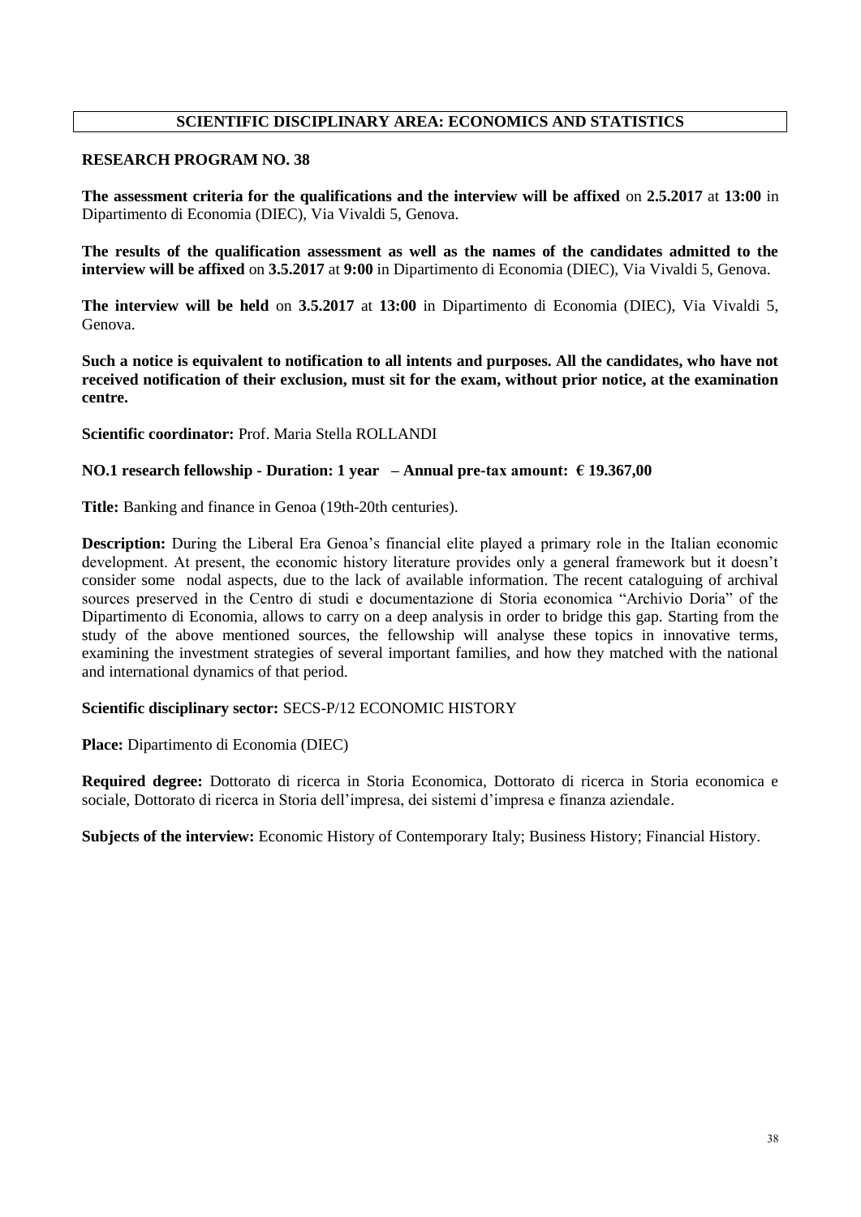## SCIENTIFIC DISCIPLINARY AREA: ECONOMICS AND STATISTICS

### RESEARCH PROGRAM NO. 38

**The assessment criteria for the qualifications and the interview will be affixed** on **2.5.2017** at **13:00** in Dipartimento di Economia (DIEC), Via Vivaldi 5, Genova.

**The results of the qualification assessment as well as the names of the candidates admitted to the interview will be affixed** on **3.5.2017** at **9:00** in Dipartimento di Economia (DIEC), Via Vivaldi 5, Genova.

**The interview will be held** on **3.5.2017** at **13:00** in Dipartimento di Economia (DIEC), Via Vivaldi 5, Genova.

**Such a notice is equivalent to notification to all intents and purposes. All the candidates, who have not received notification of their exclusion, must sit for the exam, without prior notice, at the examination centre.**

**Scientific coordinator:** Prof. Maria Stella ROLLANDI

**NO.1 research fellowship - Duration: 1 year – Annual pre-tax amount: € 19.367,00**

**Title:** Banking and finance in Genoa (19th-20th centuries).

**Description:** During the Liberal Era Genoa's financial elite played a primary role in the Italian economic development. At present, the economic history literature provides only a general framework but it doesn't consider some nodal aspects, due to the lack of available information. The recent cataloguing of archival sources preserved in the Centro di studi e documentazione di Storia economica "Archivio Doria" of the Dipartimento di Economia, allows to carry on a deep analysis in order to bridge this gap. Starting from the study of the above mentioned sources, the fellowship will analyse these topics in innovative terms, examining the investment strategies of several important families, and how they matched with the national and international dynamics of that period.

**Scientific disciplinary sector:** SECS-P/12 ECONOMIC HISTORY

**Place:** Dipartimento di Economia (DIEC)

**Required degree:** Dottorato di ricerca in Storia Economica, Dottorato di ricerca in Storia economica e sociale, Dottorato di ricerca in Storia dell'impresa, dei sistemi d'impresa e finanza aziendale.

**Subjects of the interview:** Economic History of Contemporary Italy; Business History; Financial History.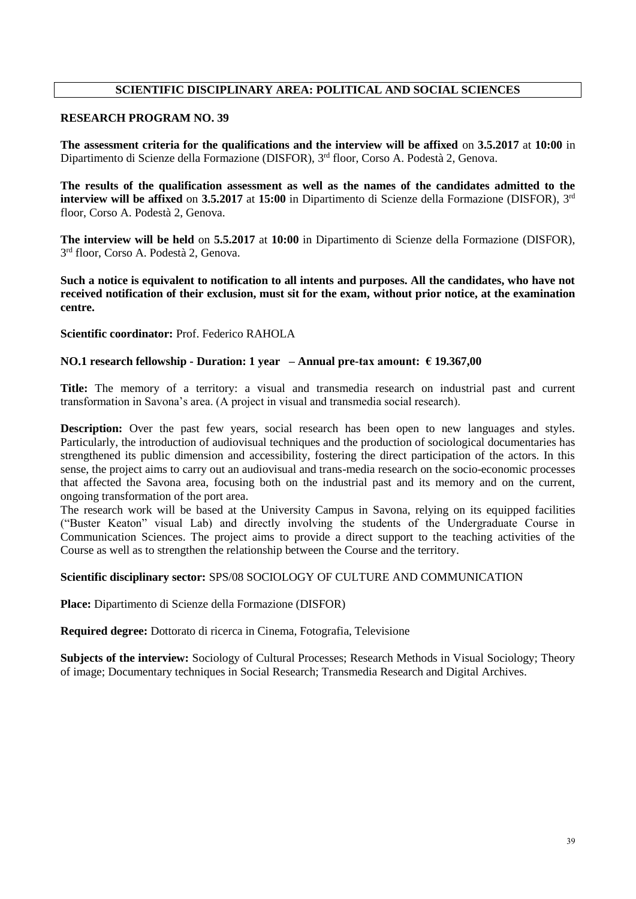## SCIENTIFIC DISCIPLINARY AREA: POLITICAL AND SOCIAL SCIENCES

### RESEARCH PROGRAM NO. 39

**The assessment criteria for the qualifications and the interview will be affixed** on **3.5.2017** at **10:00** in Dipartimento di Scienze della Formazione (DISFOR), 3rd floor, Corso A. Podestà 2, Genova.

**The results of the qualification assessment as well as the names of the candidates admitted to the interview will be affixed** on **3.5.2017** at **15:00** in Dipartimento di Scienze della Formazione (DISFOR), 3rd floor, Corso A. Podestà 2, Genova.

**The interview will be held** on **5.5.2017** at **10:00** in Dipartimento di Scienze della Formazione (DISFOR), 3rd floor, Corso A. Podestà 2, Genova.

**Such a notice is equivalent to notification to all intents and purposes. All the candidates, who have not received notification of their exclusion, must sit for the exam, without prior notice, at the examination centre.**

**Scientific coordinator:** Prof. Federico RAHOLA

**NO.1 research fellowship - Duration: 1 year – Annual pre-tax amount: € 19.367,00**

**Title:** The memory of a territory: a visual and transmedia research on industrial past and current transformation in Savona's area. (A project in visual and transmedia social research).

**Description:** Over the past few years, social research has been open to new languages and styles. Particularly, the introduction of audiovisual techniques and the production of sociological documentaries has strengthened its public dimension and accessibility, fostering the direct participation of the actors. In this sense, the project aims to carry out an audiovisual and trans-media research on the socio-economic processes that affected the Savona area, focusing both on the industrial past and its memory and on the current, ongoing transformation of the port area.
The research work will be based at the University Campus in Savona, relying on its equipped facilities ("Buster Keaton" visual Lab) and directly involving the students of the Undergraduate Course in Communication Sciences. The project aims to provide a direct support to the teaching activities of the Course as well as to strengthen the relationship between the Course and the territory.

**Scientific disciplinary sector:** SPS/08 SOCIOLOGY OF CULTURE AND COMMUNICATION

**Place:** Dipartimento di Scienze della Formazione (DISFOR)

**Required degree:** Dottorato di ricerca in Cinema, Fotografia, Televisione

**Subjects of the interview:** Sociology of Cultural Processes; Research Methods in Visual Sociology; Theory of image; Documentary techniques in Social Research; Transmedia Research and Digital Archives.